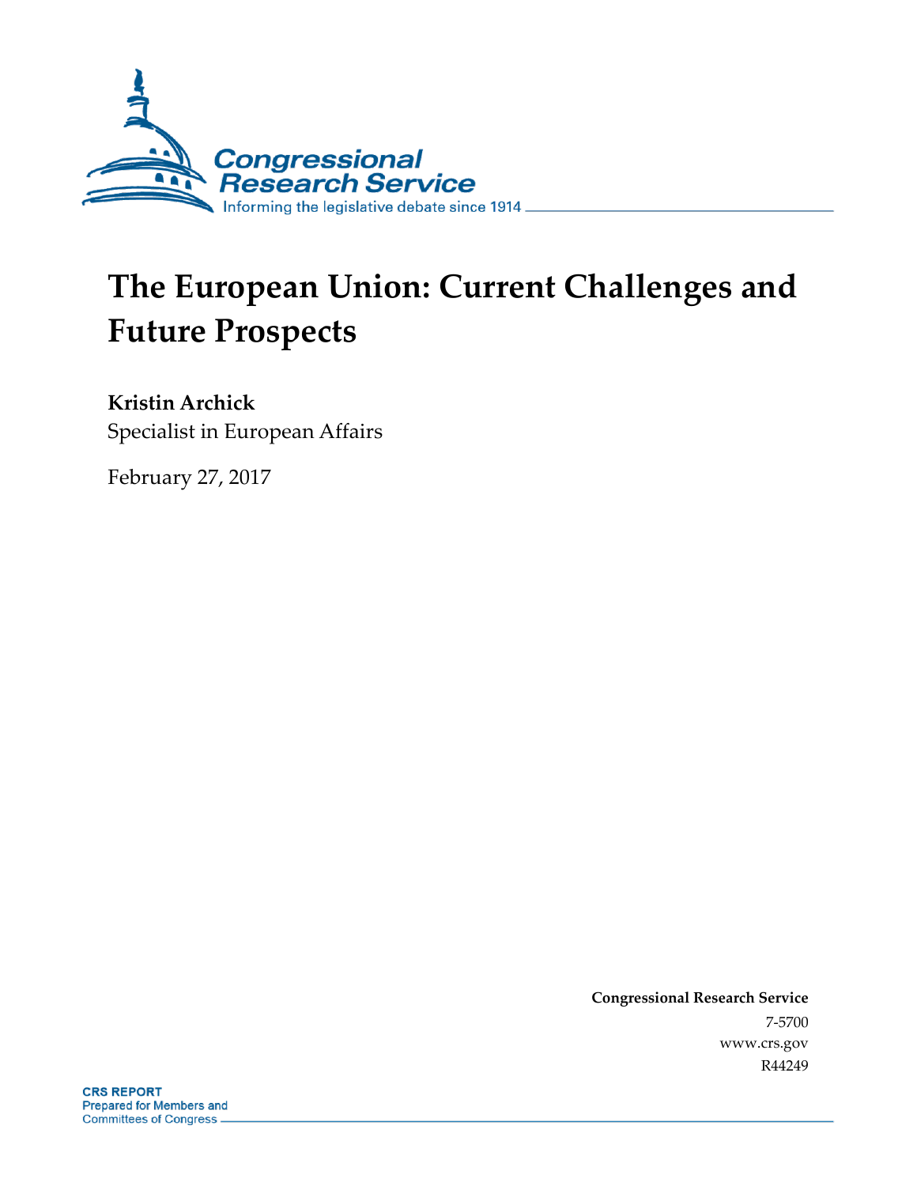Congressional Research Service

Informing the legislative debate since 1914

# The European Union: Current Challenges and Future Prospects

**Kristin Archick**
Specialist in European Affairs

February 27, 2017

**Congressional Research Service**
7-5700
www.crs.gov
R44249

**CRS REPORT**
Prepared for Members and Committees of Congress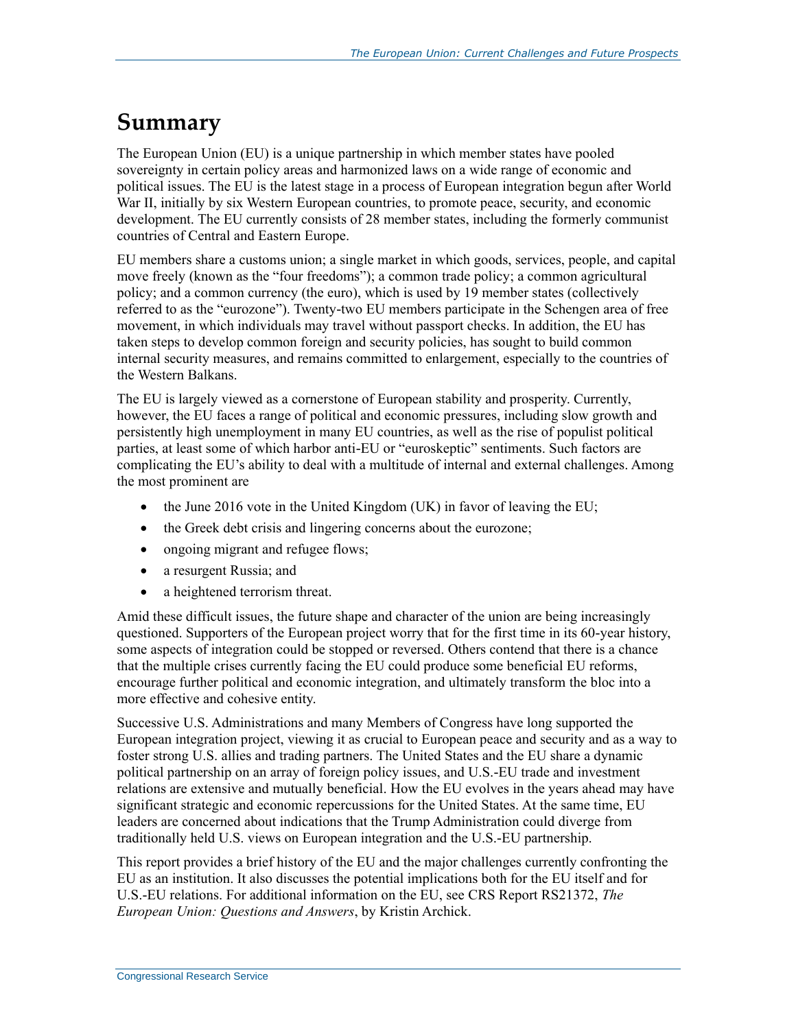# Summary

The European Union (EU) is a unique partnership in which member states have pooled sovereignty in certain policy areas and harmonized laws on a wide range of economic and political issues. The EU is the latest stage in a process of European integration begun after World War II, initially by six Western European countries, to promote peace, security, and economic development. The EU currently consists of 28 member states, including the formerly communist countries of Central and Eastern Europe.

EU members share a customs union; a single market in which goods, services, people, and capital move freely (known as the "four freedoms"); a common trade policy; a common agricultural policy; and a common currency (the euro), which is used by 19 member states (collectively referred to as the "eurozone"). Twenty-two EU members participate in the Schengen area of free movement, in which individuals may travel without passport checks. In addition, the EU has taken steps to develop common foreign and security policies, has sought to build common internal security measures, and remains committed to enlargement, especially to the countries of the Western Balkans.

The EU is largely viewed as a cornerstone of European stability and prosperity. Currently, however, the EU faces a range of political and economic pressures, including slow growth and persistently high unemployment in many EU countries, as well as the rise of populist political parties, at least some of which harbor anti-EU or "euroskeptic" sentiments. Such factors are complicating the EU's ability to deal with a multitude of internal and external challenges. Among the most prominent are

- the June 2016 vote in the United Kingdom (UK) in favor of leaving the EU;
- the Greek debt crisis and lingering concerns about the eurozone;
- ongoing migrant and refugee flows;
- a resurgent Russia; and
- a heightened terrorism threat.

Amid these difficult issues, the future shape and character of the union are being increasingly questioned. Supporters of the European project worry that for the first time in its 60-year history, some aspects of integration could be stopped or reversed. Others contend that there is a chance that the multiple crises currently facing the EU could produce some beneficial EU reforms, encourage further political and economic integration, and ultimately transform the bloc into a more effective and cohesive entity.

Successive U.S. Administrations and many Members of Congress have long supported the European integration project, viewing it as crucial to European peace and security and as a way to foster strong U.S. allies and trading partners. The United States and the EU share a dynamic political partnership on an array of foreign policy issues, and U.S.-EU trade and investment relations are extensive and mutually beneficial. How the EU evolves in the years ahead may have significant strategic and economic repercussions for the United States. At the same time, EU leaders are concerned about indications that the Trump Administration could diverge from traditionally held U.S. views on European integration and the U.S.-EU partnership.

This report provides a brief history of the EU and the major challenges currently confronting the EU as an institution. It also discusses the potential implications both for the EU itself and for U.S.-EU relations. For additional information on the EU, see CRS Report RS21372, *The European Union: Questions and Answers*, by Kristin Archick.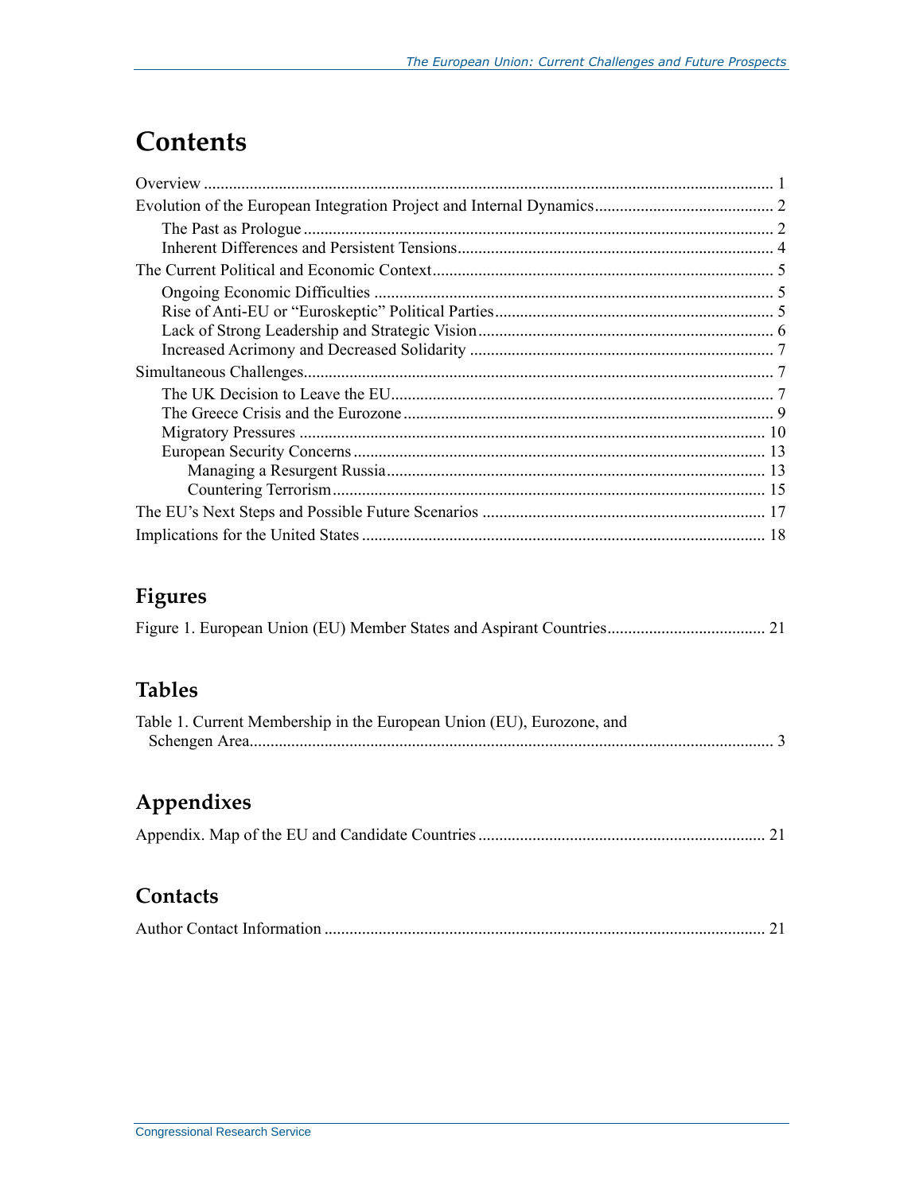# Contents

Overview ........................................................................................................................ 1
Evolution of the European Integration Project and Internal Dynamics........................................... 2
    The Past as Prologue ................................................................................................ 2
    Inherent Differences and Persistent Tensions........................................................................... 4
The Current Political and Economic Context.................................................................................. 5
    Ongoing Economic Difficulties ............................................................................................... 5
    Rise of Anti-EU or "Euroskeptic" Political Parties.................................................................. 5
    Lack of Strong Leadership and Strategic Vision...................................................................... 6
    Increased Acrimony and Decreased Solidarity ........................................................................ 7
Simultaneous Challenges.................................................................................................................. 7
    The UK Decision to Leave the EU........................................................................................... 7
    The Greece Crisis and the Eurozone ........................................................................................ 9
    Migratory Pressures ............................................................................................................... 10
    European Security Concerns .................................................................................................. 13
        Managing a Resurgent Russia.......................................................................................... 13
        Countering Terrorism...................................................................................................... 15
The EU's Next Steps and Possible Future Scenarios ................................................................... 17
Implications for the United States ................................................................................................ 18

## Figures

Figure 1. European Union (EU) Member States and Aspirant Countries...................................... 21

## Tables

Table 1. Current Membership in the European Union (EU), Eurozone, and Schengen Area............................................................................................................................. 3

## Appendixes

Appendix. Map of the EU and Candidate Countries .................................................................... 21

## Contacts

Author Contact Information .......................................................................................................... 21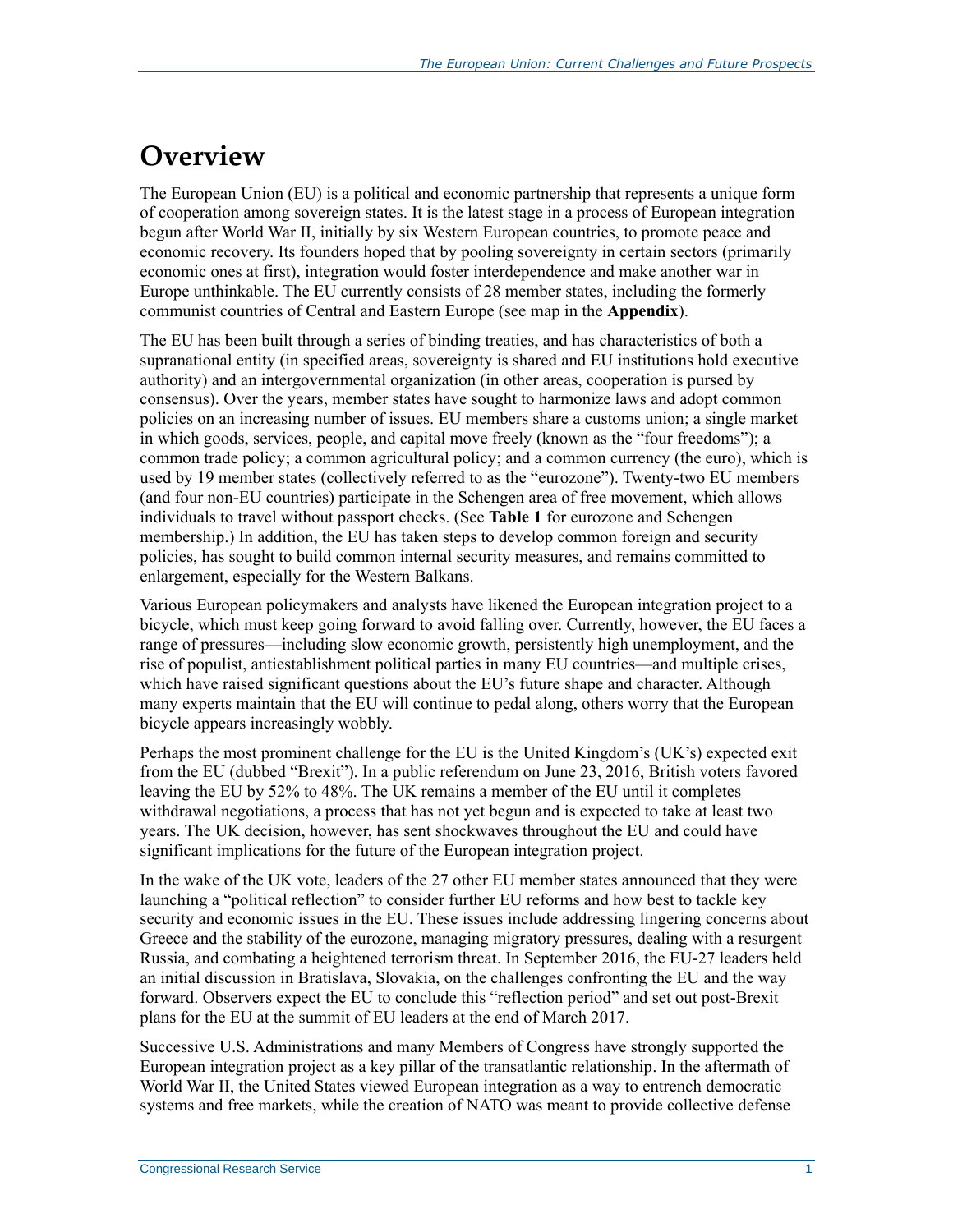# Overview

The European Union (EU) is a political and economic partnership that represents a unique form of cooperation among sovereign states. It is the latest stage in a process of European integration begun after World War II, initially by six Western European countries, to promote peace and economic recovery. Its founders hoped that by pooling sovereignty in certain sectors (primarily economic ones at first), integration would foster interdependence and make another war in Europe unthinkable. The EU currently consists of 28 member states, including the formerly communist countries of Central and Eastern Europe (see map in the **Appendix**).

The EU has been built through a series of binding treaties, and has characteristics of both a supranational entity (in specified areas, sovereignty is shared and EU institutions hold executive authority) and an intergovernmental organization (in other areas, cooperation is pursed by consensus). Over the years, member states have sought to harmonize laws and adopt common policies on an increasing number of issues. EU members share a customs union; a single market in which goods, services, people, and capital move freely (known as the "four freedoms"); a common trade policy; a common agricultural policy; and a common currency (the euro), which is used by 19 member states (collectively referred to as the "eurozone"). Twenty-two EU members (and four non-EU countries) participate in the Schengen area of free movement, which allows individuals to travel without passport checks. (See **Table 1** for eurozone and Schengen membership.) In addition, the EU has taken steps to develop common foreign and security policies, has sought to build common internal security measures, and remains committed to enlargement, especially for the Western Balkans.

Various European policymakers and analysts have likened the European integration project to a bicycle, which must keep going forward to avoid falling over. Currently, however, the EU faces a range of pressures—including slow economic growth, persistently high unemployment, and the rise of populist, antiestablishment political parties in many EU countries—and multiple crises, which have raised significant questions about the EU's future shape and character. Although many experts maintain that the EU will continue to pedal along, others worry that the European bicycle appears increasingly wobbly.

Perhaps the most prominent challenge for the EU is the United Kingdom's (UK's) expected exit from the EU (dubbed "Brexit"). In a public referendum on June 23, 2016, British voters favored leaving the EU by 52% to 48%. The UK remains a member of the EU until it completes withdrawal negotiations, a process that has not yet begun and is expected to take at least two years. The UK decision, however, has sent shockwaves throughout the EU and could have significant implications for the future of the European integration project.

In the wake of the UK vote, leaders of the 27 other EU member states announced that they were launching a "political reflection" to consider further EU reforms and how best to tackle key security and economic issues in the EU. These issues include addressing lingering concerns about Greece and the stability of the eurozone, managing migratory pressures, dealing with a resurgent Russia, and combating a heightened terrorism threat. In September 2016, the EU-27 leaders held an initial discussion in Bratislava, Slovakia, on the challenges confronting the EU and the way forward. Observers expect the EU to conclude this "reflection period" and set out post-Brexit plans for the EU at the summit of EU leaders at the end of March 2017.

Successive U.S. Administrations and many Members of Congress have strongly supported the European integration project as a key pillar of the transatlantic relationship. In the aftermath of World War II, the United States viewed European integration as a way to entrench democratic systems and free markets, while the creation of NATO was meant to provide collective defense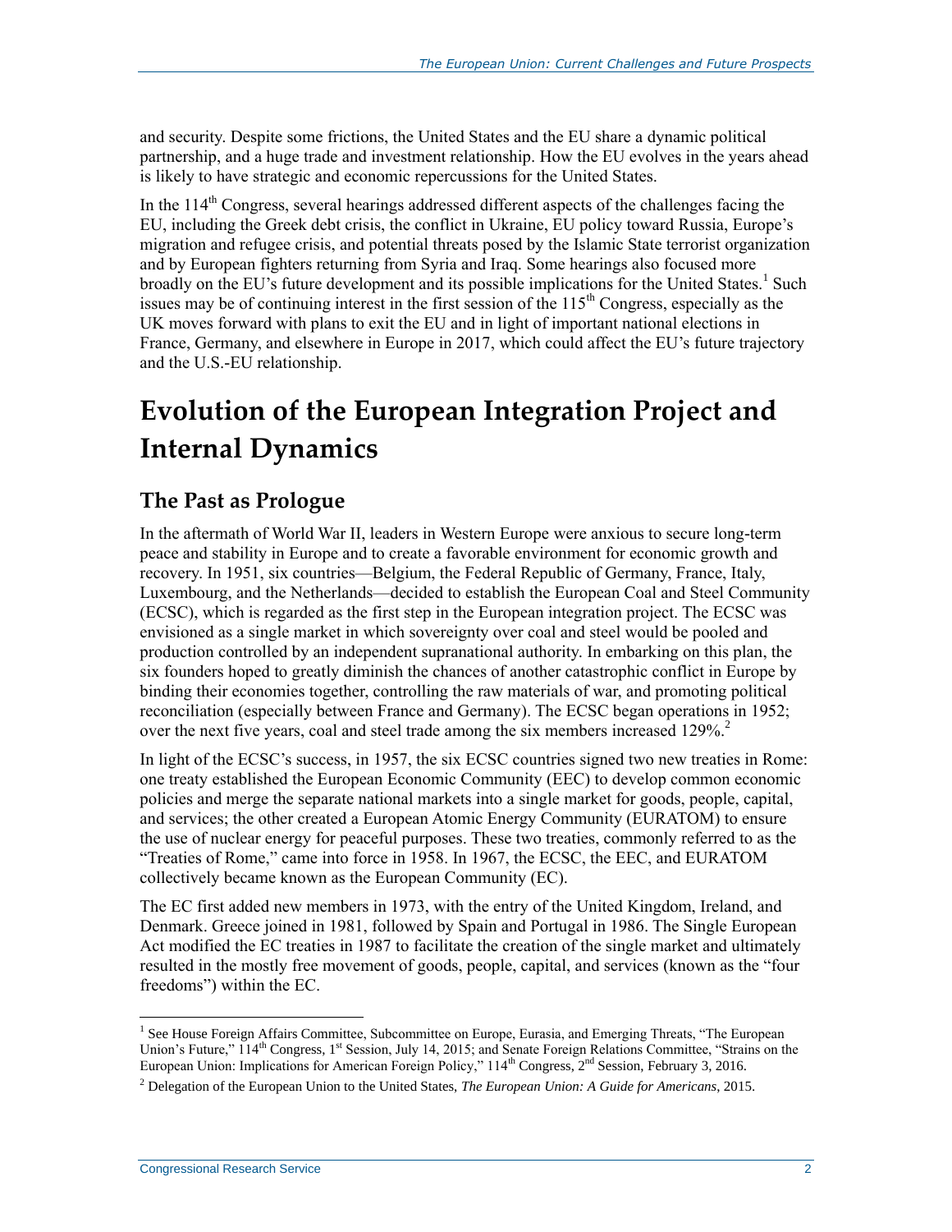and security. Despite some frictions, the United States and the EU share a dynamic political partnership, and a huge trade and investment relationship. How the EU evolves in the years ahead is likely to have strategic and economic repercussions for the United States.

In the 114th Congress, several hearings addressed different aspects of the challenges facing the EU, including the Greek debt crisis, the conflict in Ukraine, EU policy toward Russia, Europe's migration and refugee crisis, and potential threats posed by the Islamic State terrorist organization and by European fighters returning from Syria and Iraq. Some hearings also focused more broadly on the EU's future development and its possible implications for the United States.[1] Such issues may be of continuing interest in the first session of the 115th Congress, especially as the UK moves forward with plans to exit the EU and in light of important national elections in France, Germany, and elsewhere in Europe in 2017, which could affect the EU's future trajectory and the U.S.-EU relationship.

# Evolution of the European Integration Project and Internal Dynamics

## The Past as Prologue

In the aftermath of World War II, leaders in Western Europe were anxious to secure long-term peace and stability in Europe and to create a favorable environment for economic growth and recovery. In 1951, six countries—Belgium, the Federal Republic of Germany, France, Italy, Luxembourg, and the Netherlands—decided to establish the European Coal and Steel Community (ECSC), which is regarded as the first step in the European integration project. The ECSC was envisioned as a single market in which sovereignty over coal and steel would be pooled and production controlled by an independent supranational authority. In embarking on this plan, the six founders hoped to greatly diminish the chances of another catastrophic conflict in Europe by binding their economies together, controlling the raw materials of war, and promoting political reconciliation (especially between France and Germany). The ECSC began operations in 1952; over the next five years, coal and steel trade among the six members increased 129%.[2]

In light of the ECSC's success, in 1957, the six ECSC countries signed two new treaties in Rome: one treaty established the European Economic Community (EEC) to develop common economic policies and merge the separate national markets into a single market for goods, people, capital, and services; the other created a European Atomic Energy Community (EURATOM) to ensure the use of nuclear energy for peaceful purposes. These two treaties, commonly referred to as the "Treaties of Rome," came into force in 1958. In 1967, the ECSC, the EEC, and EURATOM collectively became known as the European Community (EC).

The EC first added new members in 1973, with the entry of the United Kingdom, Ireland, and Denmark. Greece joined in 1981, followed by Spain and Portugal in 1986. The Single European Act modified the EC treaties in 1987 to facilitate the creation of the single market and ultimately resulted in the mostly free movement of goods, people, capital, and services (known as the "four freedoms") within the EC.

---

[1] See House Foreign Affairs Committee, Subcommittee on Europe, Eurasia, and Emerging Threats, "The European Union's Future," 114th Congress, 1st Session, July 14, 2015; and Senate Foreign Relations Committee, "Strains on the European Union: Implications for American Foreign Policy," 114th Congress, 2nd Session, February 3, 2016.

[2] Delegation of the European Union to the United States, *The European Union: A Guide for Americans*, 2015.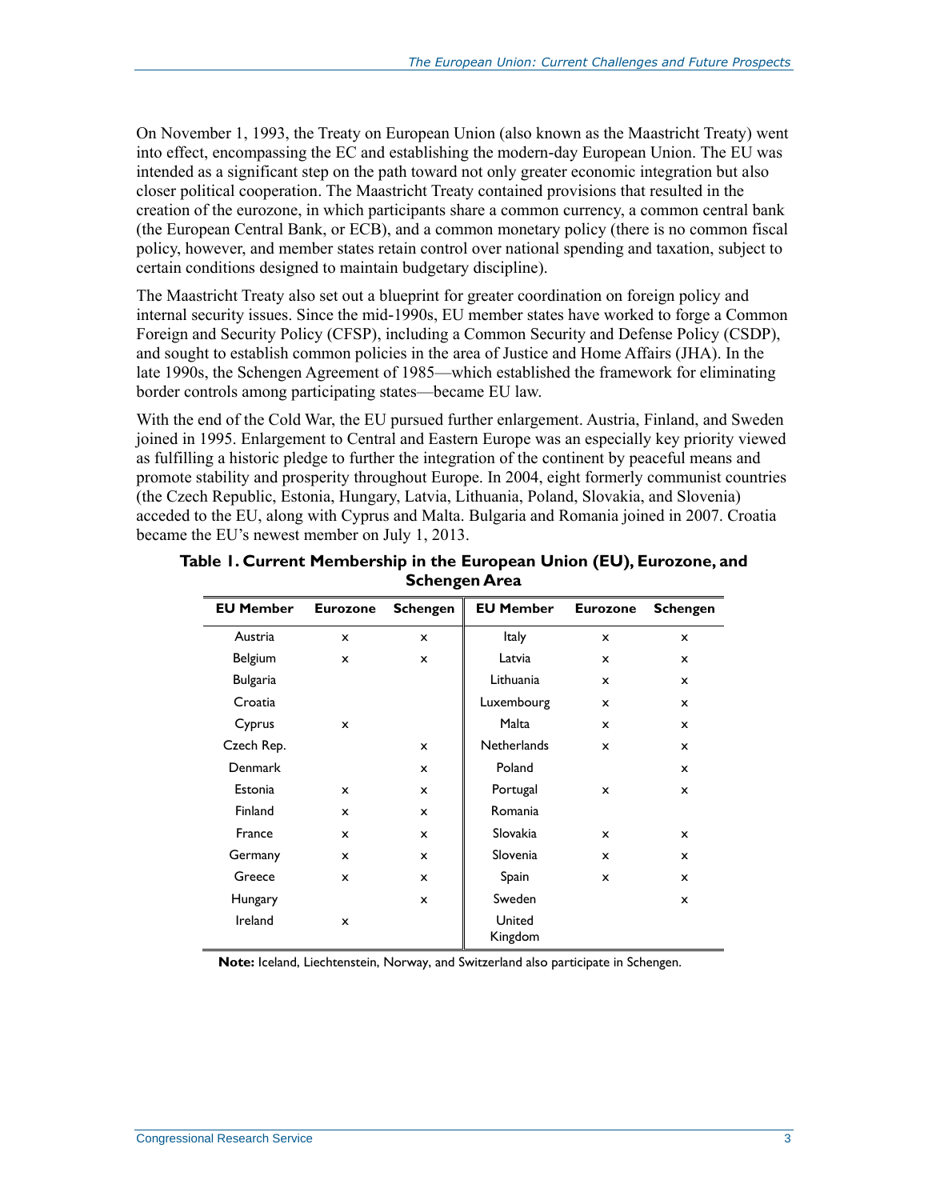On November 1, 1993, the Treaty on European Union (also known as the Maastricht Treaty) went into effect, encompassing the EC and establishing the modern-day European Union. The EU was intended as a significant step on the path toward not only greater economic integration but also closer political cooperation. The Maastricht Treaty contained provisions that resulted in the creation of the eurozone, in which participants share a common currency, a common central bank (the European Central Bank, or ECB), and a common monetary policy (there is no common fiscal policy, however, and member states retain control over national spending and taxation, subject to certain conditions designed to maintain budgetary discipline).

The Maastricht Treaty also set out a blueprint for greater coordination on foreign policy and internal security issues. Since the mid-1990s, EU member states have worked to forge a Common Foreign and Security Policy (CFSP), including a Common Security and Defense Policy (CSDP), and sought to establish common policies in the area of Justice and Home Affairs (JHA). In the late 1990s, the Schengen Agreement of 1985—which established the framework for eliminating border controls among participating states—became EU law.

With the end of the Cold War, the EU pursued further enlargement. Austria, Finland, and Sweden joined in 1995. Enlargement to Central and Eastern Europe was an especially key priority viewed as fulfilling a historic pledge to further the integration of the continent by peaceful means and promote stability and prosperity throughout Europe. In 2004, eight formerly communist countries (the Czech Republic, Estonia, Hungary, Latvia, Lithuania, Poland, Slovakia, and Slovenia) acceded to the EU, along with Cyprus and Malta. Bulgaria and Romania joined in 2007. Croatia became the EU's newest member on July 1, 2013.

**Table 1. Current Membership in the European Union (EU), Eurozone, and Schengen Area**

| EU Member | Eurozone | Schengen | EU Member | Eurozone | Schengen |
|---|---|---|---|---|---|
| Austria | x | x | Italy | x | x |
| Belgium | x | x | Latvia | x | x |
| Bulgaria | | | Lithuania | x | x |
| Croatia | | | Luxembourg | x | x |
| Cyprus | x | | Malta | x | x |
| Czech Rep. | | x | Netherlands | x | x |
| Denmark | | x | Poland | | x |
| Estonia | x | x | Portugal | x | x |
| Finland | x | x | Romania | | |
| France | x | x | Slovakia | x | x |
| Germany | x | x | Slovenia | x | x |
| Greece | x | x | Spain | x | x |
| Hungary | | x | Sweden | | x |
| Ireland | x | | United Kingdom | | |

**Note:** Iceland, Liechtenstein, Norway, and Switzerland also participate in Schengen.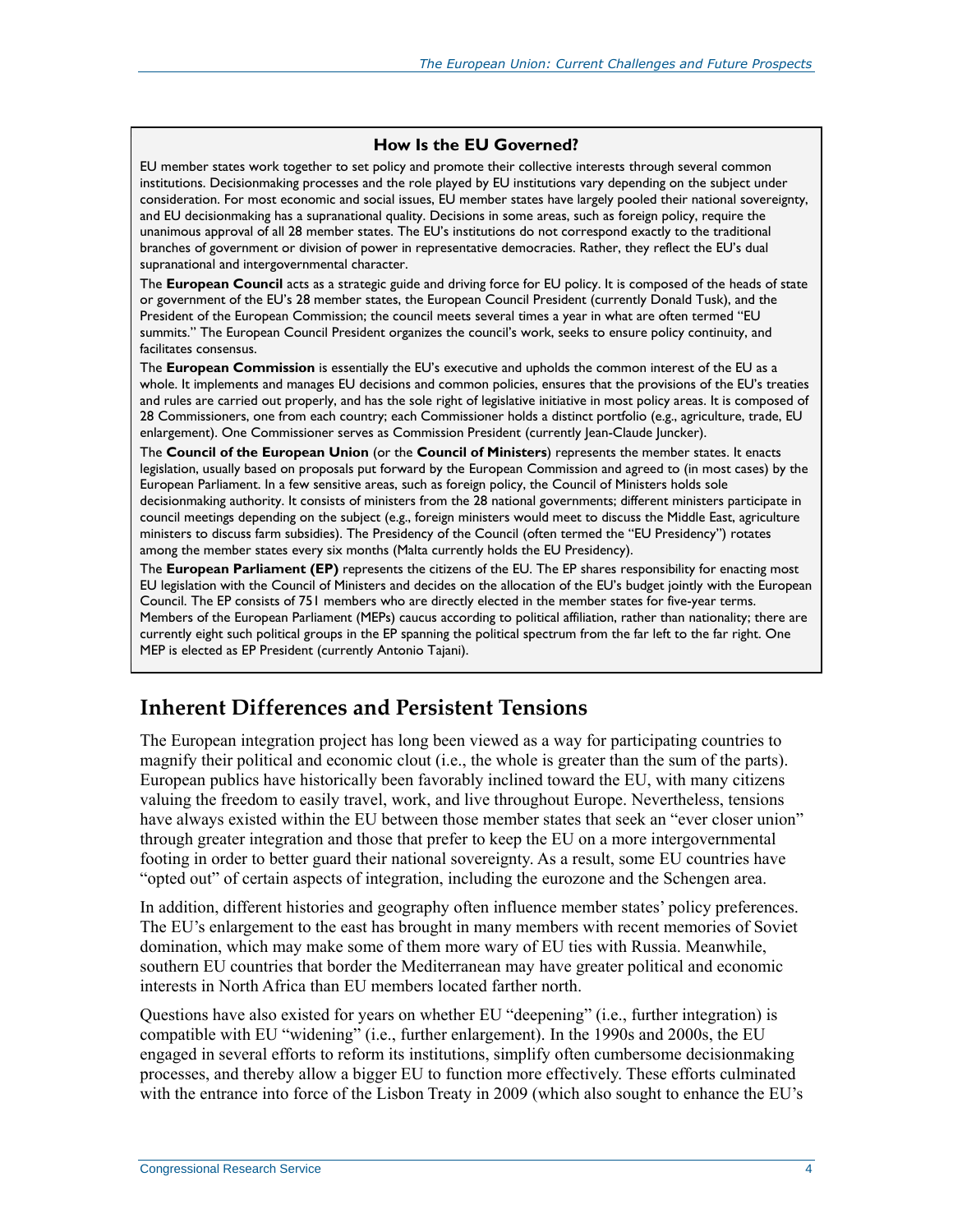> **How Is the EU Governed?**
>
> EU member states work together to set policy and promote their collective interests through several common institutions. Decisionmaking processes and the role played by EU institutions vary depending on the subject under consideration. For most economic and social issues, EU member states have largely pooled their national sovereignty, and EU decisionmaking has a supranational quality. Decisions in some areas, such as foreign policy, require the unanimous approval of all 28 member states. The EU's institutions do not correspond exactly to the traditional branches of government or division of power in representative democracies. Rather, they reflect the EU's dual supranational and intergovernmental character.
>
> The **European Council** acts as a strategic guide and driving force for EU policy. It is composed of the heads of state or government of the EU's 28 member states, the European Council President (currently Donald Tusk), and the President of the European Commission; the council meets several times a year in what are often termed "EU summits." The European Council President organizes the council's work, seeks to ensure policy continuity, and facilitates consensus.
>
> The **European Commission** is essentially the EU's executive and upholds the common interest of the EU as a whole. It implements and manages EU decisions and common policies, ensures that the provisions of the EU's treaties and rules are carried out properly, and has the sole right of legislative initiative in most policy areas. It is composed of 28 Commissioners, one from each country; each Commissioner holds a distinct portfolio (e.g., agriculture, trade, EU enlargement). One Commissioner serves as Commission President (currently Jean-Claude Juncker).
>
> The **Council of the European Union** (or the **Council of Ministers**) represents the member states. It enacts legislation, usually based on proposals put forward by the European Commission and agreed to (in most cases) by the European Parliament. In a few sensitive areas, such as foreign policy, the Council of Ministers holds sole decisionmaking authority. It consists of ministers from the 28 national governments; different ministers participate in council meetings depending on the subject (e.g., foreign ministers would meet to discuss the Middle East, agriculture ministers to discuss farm subsidies). The Presidency of the Council (often termed the "EU Presidency") rotates among the member states every six months (Malta currently holds the EU Presidency).
>
> The **European Parliament (EP)** represents the citizens of the EU. The EP shares responsibility for enacting most EU legislation with the Council of Ministers and decides on the allocation of the EU's budget jointly with the European Council. The EP consists of 751 members who are directly elected in the member states for five-year terms. Members of the European Parliament (MEPs) caucus according to political affiliation, rather than nationality; there are currently eight such political groups in the EP spanning the political spectrum from the far left to the far right. One MEP is elected as EP President (currently Antonio Tajani).

## Inherent Differences and Persistent Tensions

The European integration project has long been viewed as a way for participating countries to magnify their political and economic clout (i.e., the whole is greater than the sum of the parts). European publics have historically been favorably inclined toward the EU, with many citizens valuing the freedom to easily travel, work, and live throughout Europe. Nevertheless, tensions have always existed within the EU between those member states that seek an "ever closer union" through greater integration and those that prefer to keep the EU on a more intergovernmental footing in order to better guard their national sovereignty. As a result, some EU countries have "opted out" of certain aspects of integration, including the eurozone and the Schengen area.

In addition, different histories and geography often influence member states' policy preferences. The EU's enlargement to the east has brought in many members with recent memories of Soviet domination, which may make some of them more wary of EU ties with Russia. Meanwhile, southern EU countries that border the Mediterranean may have greater political and economic interests in North Africa than EU members located farther north.

Questions have also existed for years on whether EU "deepening" (i.e., further integration) is compatible with EU "widening" (i.e., further enlargement). In the 1990s and 2000s, the EU engaged in several efforts to reform its institutions, simplify often cumbersome decisionmaking processes, and thereby allow a bigger EU to function more effectively. These efforts culminated with the entrance into force of the Lisbon Treaty in 2009 (which also sought to enhance the EU's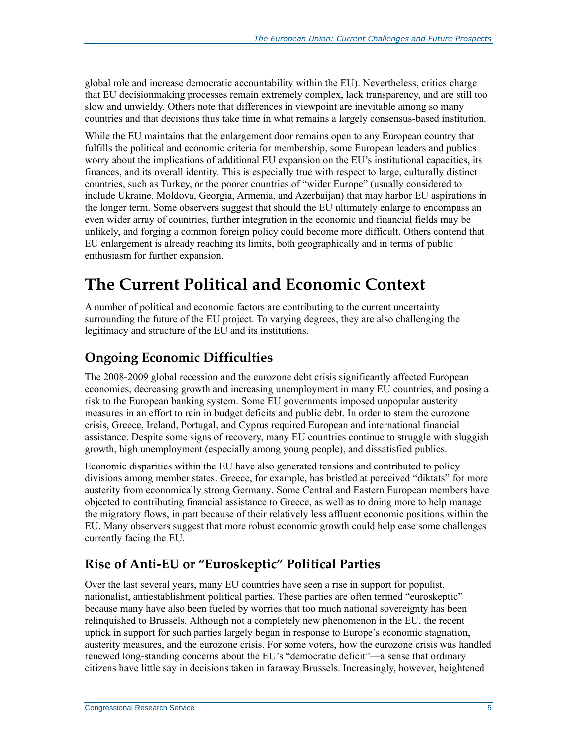global role and increase democratic accountability within the EU). Nevertheless, critics charge that EU decisionmaking processes remain extremely complex, lack transparency, and are still too slow and unwieldy. Others note that differences in viewpoint are inevitable among so many countries and that decisions thus take time in what remains a largely consensus-based institution.

While the EU maintains that the enlargement door remains open to any European country that fulfills the political and economic criteria for membership, some European leaders and publics worry about the implications of additional EU expansion on the EU's institutional capacities, its finances, and its overall identity. This is especially true with respect to large, culturally distinct countries, such as Turkey, or the poorer countries of "wider Europe" (usually considered to include Ukraine, Moldova, Georgia, Armenia, and Azerbaijan) that may harbor EU aspirations in the longer term. Some observers suggest that should the EU ultimately enlarge to encompass an even wider array of countries, further integration in the economic and financial fields may be unlikely, and forging a common foreign policy could become more difficult. Others contend that EU enlargement is already reaching its limits, both geographically and in terms of public enthusiasm for further expansion.

# The Current Political and Economic Context

A number of political and economic factors are contributing to the current uncertainty surrounding the future of the EU project. To varying degrees, they are also challenging the legitimacy and structure of the EU and its institutions.

## Ongoing Economic Difficulties

The 2008-2009 global recession and the eurozone debt crisis significantly affected European economies, decreasing growth and increasing unemployment in many EU countries, and posing a risk to the European banking system. Some EU governments imposed unpopular austerity measures in an effort to rein in budget deficits and public debt. In order to stem the eurozone crisis, Greece, Ireland, Portugal, and Cyprus required European and international financial assistance. Despite some signs of recovery, many EU countries continue to struggle with sluggish growth, high unemployment (especially among young people), and dissatisfied publics.

Economic disparities within the EU have also generated tensions and contributed to policy divisions among member states. Greece, for example, has bristled at perceived "diktats" for more austerity from economically strong Germany. Some Central and Eastern European members have objected to contributing financial assistance to Greece, as well as to doing more to help manage the migratory flows, in part because of their relatively less affluent economic positions within the EU. Many observers suggest that more robust economic growth could help ease some challenges currently facing the EU.

## Rise of Anti-EU or "Euroskeptic" Political Parties

Over the last several years, many EU countries have seen a rise in support for populist, nationalist, antiestablishment political parties. These parties are often termed "euroskeptic" because many have also been fueled by worries that too much national sovereignty has been relinquished to Brussels. Although not a completely new phenomenon in the EU, the recent uptick in support for such parties largely began in response to Europe's economic stagnation, austerity measures, and the eurozone crisis. For some voters, how the eurozone crisis was handled renewed long-standing concerns about the EU's "democratic deficit"—a sense that ordinary citizens have little say in decisions taken in faraway Brussels. Increasingly, however, heightened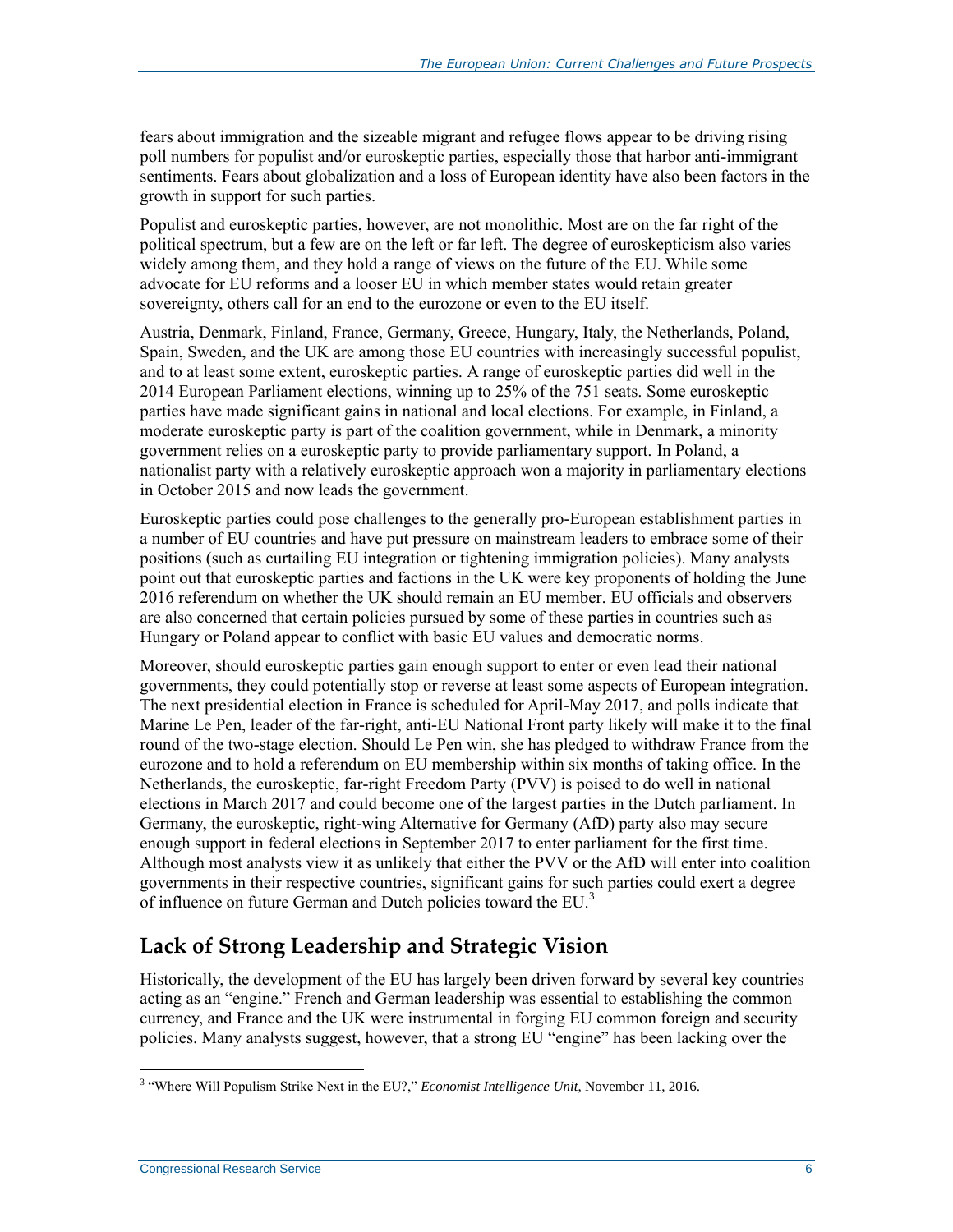fears about immigration and the sizeable migrant and refugee flows appear to be driving rising poll numbers for populist and/or euroskeptic parties, especially those that harbor anti-immigrant sentiments. Fears about globalization and a loss of European identity have also been factors in the growth in support for such parties.

Populist and euroskeptic parties, however, are not monolithic. Most are on the far right of the political spectrum, but a few are on the left or far left. The degree of euroskepticism also varies widely among them, and they hold a range of views on the future of the EU. While some advocate for EU reforms and a looser EU in which member states would retain greater sovereignty, others call for an end to the eurozone or even to the EU itself.

Austria, Denmark, Finland, France, Germany, Greece, Hungary, Italy, the Netherlands, Poland, Spain, Sweden, and the UK are among those EU countries with increasingly successful populist, and to at least some extent, euroskeptic parties. A range of euroskeptic parties did well in the 2014 European Parliament elections, winning up to 25% of the 751 seats. Some euroskeptic parties have made significant gains in national and local elections. For example, in Finland, a moderate euroskeptic party is part of the coalition government, while in Denmark, a minority government relies on a euroskeptic party to provide parliamentary support. In Poland, a nationalist party with a relatively euroskeptic approach won a majority in parliamentary elections in October 2015 and now leads the government.

Euroskeptic parties could pose challenges to the generally pro-European establishment parties in a number of EU countries and have put pressure on mainstream leaders to embrace some of their positions (such as curtailing EU integration or tightening immigration policies). Many analysts point out that euroskeptic parties and factions in the UK were key proponents of holding the June 2016 referendum on whether the UK should remain an EU member. EU officials and observers are also concerned that certain policies pursued by some of these parties in countries such as Hungary or Poland appear to conflict with basic EU values and democratic norms.

Moreover, should euroskeptic parties gain enough support to enter or even lead their national governments, they could potentially stop or reverse at least some aspects of European integration. The next presidential election in France is scheduled for April-May 2017, and polls indicate that Marine Le Pen, leader of the far-right, anti-EU National Front party likely will make it to the final round of the two-stage election. Should Le Pen win, she has pledged to withdraw France from the eurozone and to hold a referendum on EU membership within six months of taking office. In the Netherlands, the euroskeptic, far-right Freedom Party (PVV) is poised to do well in national elections in March 2017 and could become one of the largest parties in the Dutch parliament. In Germany, the euroskeptic, right-wing Alternative for Germany (AfD) party also may secure enough support in federal elections in September 2017 to enter parliament for the first time. Although most analysts view it as unlikely that either the PVV or the AfD will enter into coalition governments in their respective countries, significant gains for such parties could exert a degree of influence on future German and Dutch policies toward the EU.[3]

## Lack of Strong Leadership and Strategic Vision

Historically, the development of the EU has largely been driven forward by several key countries acting as an "engine." French and German leadership was essential to establishing the common currency, and France and the UK were instrumental in forging EU common foreign and security policies. Many analysts suggest, however, that a strong EU "engine" has been lacking over the

[3] "Where Will Populism Strike Next in the EU?," *Economist Intelligence Unit,* November 11, 2016.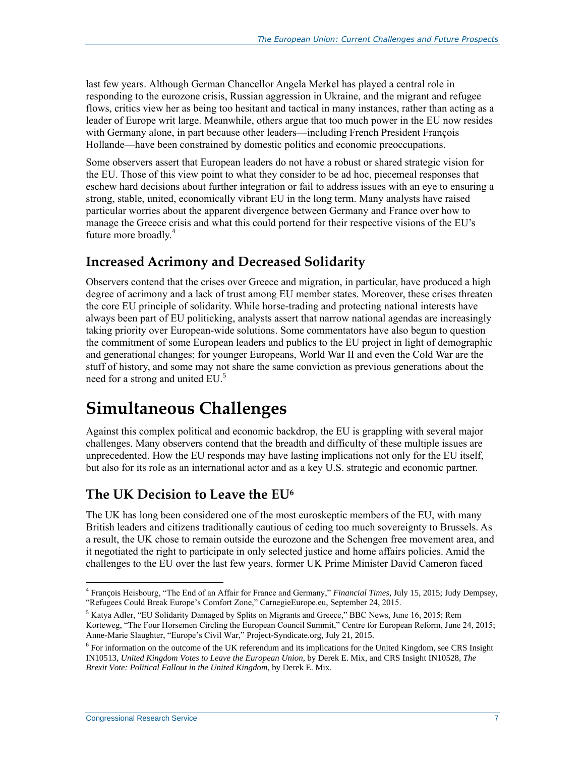last few years. Although German Chancellor Angela Merkel has played a central role in responding to the eurozone crisis, Russian aggression in Ukraine, and the migrant and refugee flows, critics view her as being too hesitant and tactical in many instances, rather than acting as a leader of Europe writ large. Meanwhile, others argue that too much power in the EU now resides with Germany alone, in part because other leaders—including French President François Hollande—have been constrained by domestic politics and economic preoccupations.

Some observers assert that European leaders do not have a robust or shared strategic vision for the EU. Those of this view point to what they consider to be ad hoc, piecemeal responses that eschew hard decisions about further integration or fail to address issues with an eye to ensuring a strong, stable, united, economically vibrant EU in the long term. Many analysts have raised particular worries about the apparent divergence between Germany and France over how to manage the Greece crisis and what this could portend for their respective visions of the EU's future more broadly.[4]

### Increased Acrimony and Decreased Solidarity

Observers contend that the crises over Greece and migration, in particular, have produced a high degree of acrimony and a lack of trust among EU member states. Moreover, these crises threaten the core EU principle of solidarity. While horse-trading and protecting national interests have always been part of EU politicking, analysts assert that narrow national agendas are increasingly taking priority over European-wide solutions. Some commentators have also begun to question the commitment of some European leaders and publics to the EU project in light of demographic and generational changes; for younger Europeans, World War II and even the Cold War are the stuff of history, and some may not share the same conviction as previous generations about the need for a strong and united EU.[5]

## Simultaneous Challenges

Against this complex political and economic backdrop, the EU is grappling with several major challenges. Many observers contend that the breadth and difficulty of these multiple issues are unprecedented. How the EU responds may have lasting implications not only for the EU itself, but also for its role as an international actor and as a key U.S. strategic and economic partner.

### The UK Decision to Leave the EU[6]

The UK has long been considered one of the most euroskeptic members of the EU, with many British leaders and citizens traditionally cautious of ceding too much sovereignty to Brussels. As a result, the UK chose to remain outside the eurozone and the Schengen free movement area, and it negotiated the right to participate in only selected justice and home affairs policies. Amid the challenges to the EU over the last few years, former UK Prime Minister David Cameron faced

---

[4] François Heisbourg, "The End of an Affair for France and Germany," *Financial Times*, July 15, 2015; Judy Dempsey, "Refugees Could Break Europe's Comfort Zone," CarnegieEurope.eu, September 24, 2015.

[5] Katya Adler, "EU Solidarity Damaged by Splits on Migrants and Greece," BBC News, June 16, 2015; Rem Korteweg, "The Four Horsemen Circling the European Council Summit," Centre for European Reform, June 24, 2015; Anne-Marie Slaughter, "Europe's Civil War," Project-Syndicate.org, July 21, 2015.

[6] For information on the outcome of the UK referendum and its implications for the United Kingdom, see CRS Insight IN10513, *United Kingdom Votes to Leave the European Union*, by Derek E. Mix, and CRS Insight IN10528, *The Brexit Vote: Political Fallout in the United Kingdom*, by Derek E. Mix.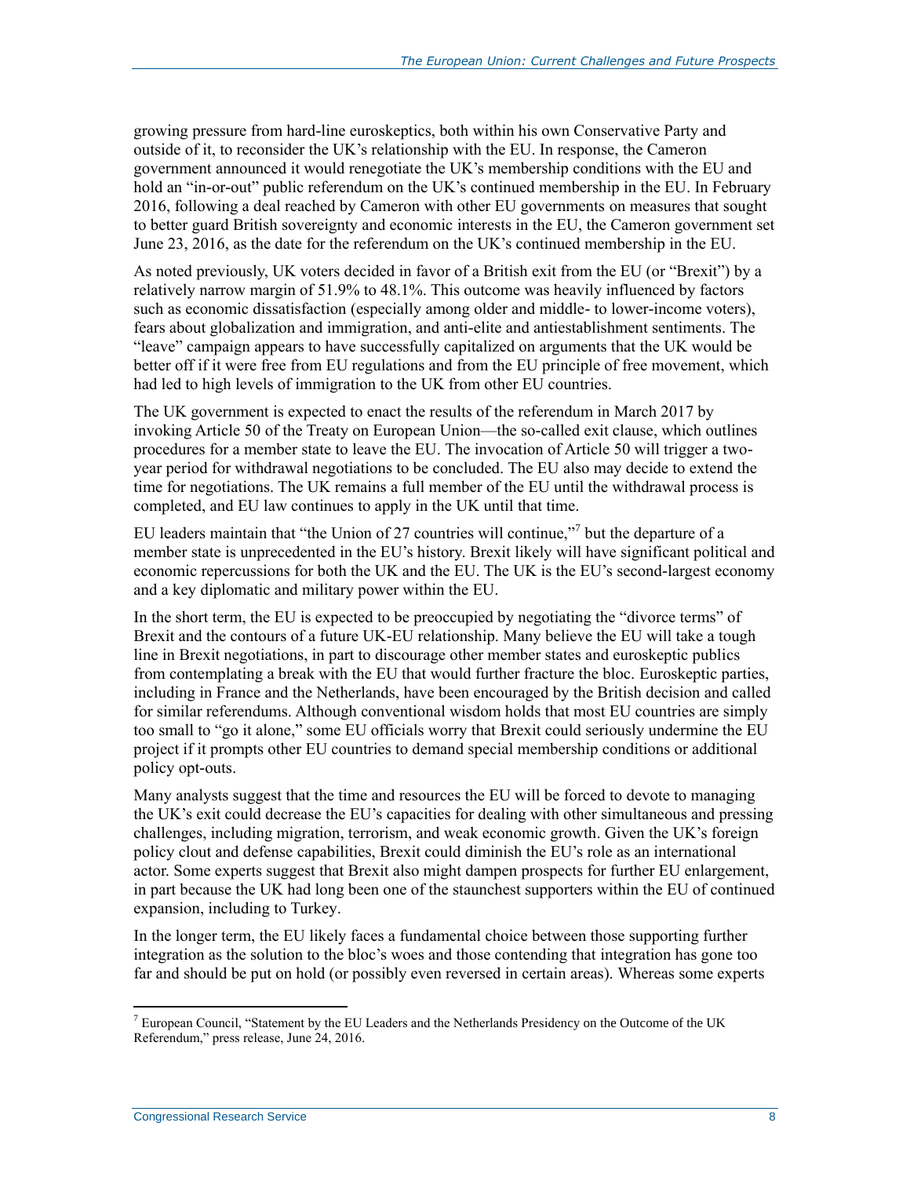growing pressure from hard-line euroskeptics, both within his own Conservative Party and outside of it, to reconsider the UK's relationship with the EU. In response, the Cameron government announced it would renegotiate the UK's membership conditions with the EU and hold an "in-or-out" public referendum on the UK's continued membership in the EU. In February 2016, following a deal reached by Cameron with other EU governments on measures that sought to better guard British sovereignty and economic interests in the EU, the Cameron government set June 23, 2016, as the date for the referendum on the UK's continued membership in the EU.

As noted previously, UK voters decided in favor of a British exit from the EU (or "Brexit") by a relatively narrow margin of 51.9% to 48.1%. This outcome was heavily influenced by factors such as economic dissatisfaction (especially among older and middle- to lower-income voters), fears about globalization and immigration, and anti-elite and antiestablishment sentiments. The "leave" campaign appears to have successfully capitalized on arguments that the UK would be better off if it were free from EU regulations and from the EU principle of free movement, which had led to high levels of immigration to the UK from other EU countries.

The UK government is expected to enact the results of the referendum in March 2017 by invoking Article 50 of the Treaty on European Union—the so-called exit clause, which outlines procedures for a member state to leave the EU. The invocation of Article 50 will trigger a two-year period for withdrawal negotiations to be concluded. The EU also may decide to extend the time for negotiations. The UK remains a full member of the EU until the withdrawal process is completed, and EU law continues to apply in the UK until that time.

EU leaders maintain that "the Union of 27 countries will continue,"[7] but the departure of a member state is unprecedented in the EU's history. Brexit likely will have significant political and economic repercussions for both the UK and the EU. The UK is the EU's second-largest economy and a key diplomatic and military power within the EU.

In the short term, the EU is expected to be preoccupied by negotiating the "divorce terms" of Brexit and the contours of a future UK-EU relationship. Many believe the EU will take a tough line in Brexit negotiations, in part to discourage other member states and euroskeptic publics from contemplating a break with the EU that would further fracture the bloc. Euroskeptic parties, including in France and the Netherlands, have been encouraged by the British decision and called for similar referendums. Although conventional wisdom holds that most EU countries are simply too small to "go it alone," some EU officials worry that Brexit could seriously undermine the EU project if it prompts other EU countries to demand special membership conditions or additional policy opt-outs.

Many analysts suggest that the time and resources the EU will be forced to devote to managing the UK's exit could decrease the EU's capacities for dealing with other simultaneous and pressing challenges, including migration, terrorism, and weak economic growth. Given the UK's foreign policy clout and defense capabilities, Brexit could diminish the EU's role as an international actor. Some experts suggest that Brexit also might dampen prospects for further EU enlargement, in part because the UK had long been one of the staunchest supporters within the EU of continued expansion, including to Turkey.

In the longer term, the EU likely faces a fundamental choice between those supporting further integration as the solution to the bloc's woes and those contending that integration has gone too far and should be put on hold (or possibly even reversed in certain areas). Whereas some experts

---

[7] European Council, "Statement by the EU Leaders and the Netherlands Presidency on the Outcome of the UK Referendum," press release, June 24, 2016.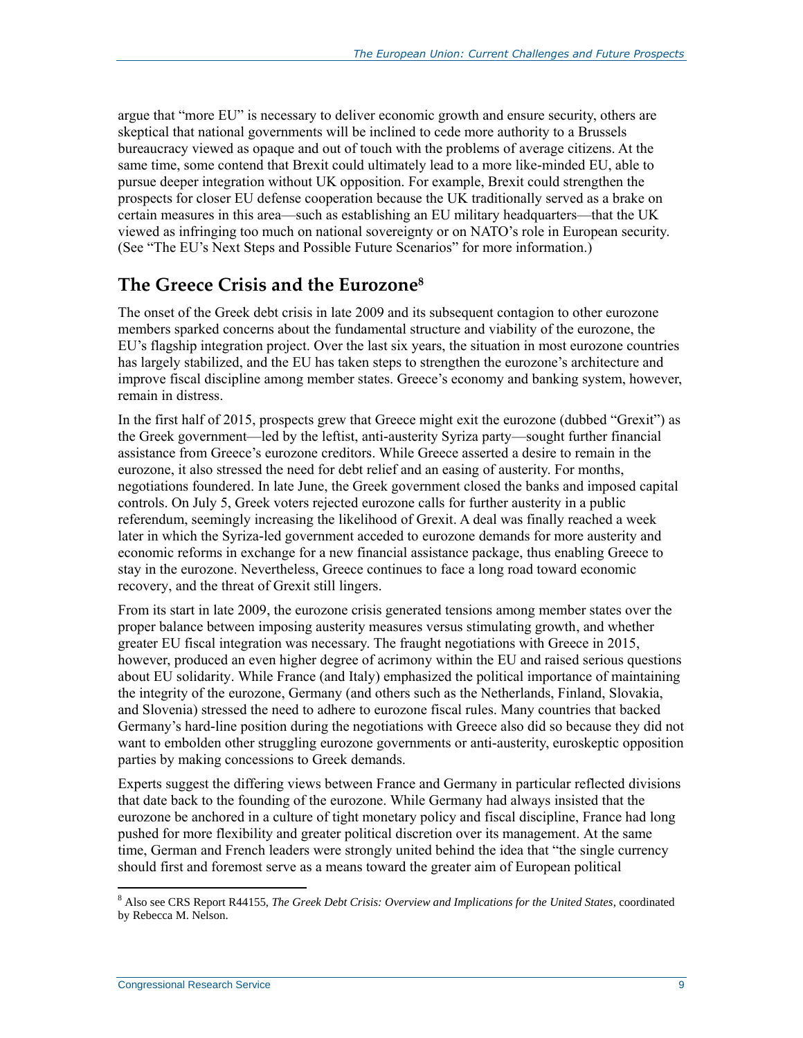argue that "more EU" is necessary to deliver economic growth and ensure security, others are skeptical that national governments will be inclined to cede more authority to a Brussels bureaucracy viewed as opaque and out of touch with the problems of average citizens. At the same time, some contend that Brexit could ultimately lead to a more like-minded EU, able to pursue deeper integration without UK opposition. For example, Brexit could strengthen the prospects for closer EU defense cooperation because the UK traditionally served as a brake on certain measures in this area—such as establishing an EU military headquarters—that the UK viewed as infringing too much on national sovereignty or on NATO's role in European security. (See "The EU's Next Steps and Possible Future Scenarios" for more information.)

## The Greece Crisis and the Eurozone[8]

The onset of the Greek debt crisis in late 2009 and its subsequent contagion to other eurozone members sparked concerns about the fundamental structure and viability of the eurozone, the EU's flagship integration project. Over the last six years, the situation in most eurozone countries has largely stabilized, and the EU has taken steps to strengthen the eurozone's architecture and improve fiscal discipline among member states. Greece's economy and banking system, however, remain in distress.

In the first half of 2015, prospects grew that Greece might exit the eurozone (dubbed "Grexit") as the Greek government—led by the leftist, anti-austerity Syriza party—sought further financial assistance from Greece's eurozone creditors. While Greece asserted a desire to remain in the eurozone, it also stressed the need for debt relief and an easing of austerity. For months, negotiations foundered. In late June, the Greek government closed the banks and imposed capital controls. On July 5, Greek voters rejected eurozone calls for further austerity in a public referendum, seemingly increasing the likelihood of Grexit. A deal was finally reached a week later in which the Syriza-led government acceded to eurozone demands for more austerity and economic reforms in exchange for a new financial assistance package, thus enabling Greece to stay in the eurozone. Nevertheless, Greece continues to face a long road toward economic recovery, and the threat of Grexit still lingers.

From its start in late 2009, the eurozone crisis generated tensions among member states over the proper balance between imposing austerity measures versus stimulating growth, and whether greater EU fiscal integration was necessary. The fraught negotiations with Greece in 2015, however, produced an even higher degree of acrimony within the EU and raised serious questions about EU solidarity. While France (and Italy) emphasized the political importance of maintaining the integrity of the eurozone, Germany (and others such as the Netherlands, Finland, Slovakia, and Slovenia) stressed the need to adhere to eurozone fiscal rules. Many countries that backed Germany's hard-line position during the negotiations with Greece also did so because they did not want to embolden other struggling eurozone governments or anti-austerity, euroskeptic opposition parties by making concessions to Greek demands.

Experts suggest the differing views between France and Germany in particular reflected divisions that date back to the founding of the eurozone. While Germany had always insisted that the eurozone be anchored in a culture of tight monetary policy and fiscal discipline, France had long pushed for more flexibility and greater political discretion over its management. At the same time, German and French leaders were strongly united behind the idea that "the single currency should first and foremost serve as a means toward the greater aim of European political

---

[8] Also see CRS Report R44155, *The Greek Debt Crisis: Overview and Implications for the United States*, coordinated by Rebecca M. Nelson.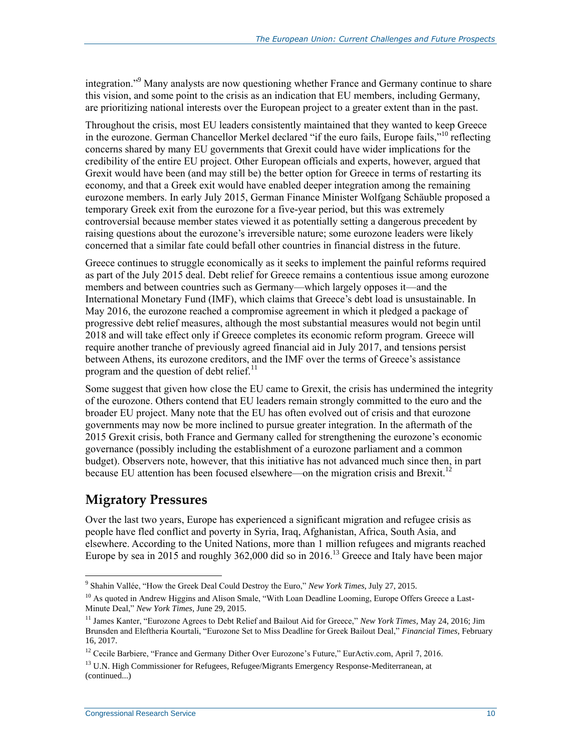integration."[9] Many analysts are now questioning whether France and Germany continue to share this vision, and some point to the crisis as an indication that EU members, including Germany, are prioritizing national interests over the European project to a greater extent than in the past.

Throughout the crisis, most EU leaders consistently maintained that they wanted to keep Greece in the eurozone. German Chancellor Merkel declared "if the euro fails, Europe fails,"[10] reflecting concerns shared by many EU governments that Grexit could have wider implications for the credibility of the entire EU project. Other European officials and experts, however, argued that Grexit would have been (and may still be) the better option for Greece in terms of restarting its economy, and that a Greek exit would have enabled deeper integration among the remaining eurozone members. In early July 2015, German Finance Minister Wolfgang Schäuble proposed a temporary Greek exit from the eurozone for a five-year period, but this was extremely controversial because member states viewed it as potentially setting a dangerous precedent by raising questions about the eurozone's irreversible nature; some eurozone leaders were likely concerned that a similar fate could befall other countries in financial distress in the future.

Greece continues to struggle economically as it seeks to implement the painful reforms required as part of the July 2015 deal. Debt relief for Greece remains a contentious issue among eurozone members and between countries such as Germany—which largely opposes it—and the International Monetary Fund (IMF), which claims that Greece's debt load is unsustainable. In May 2016, the eurozone reached a compromise agreement in which it pledged a package of progressive debt relief measures, although the most substantial measures would not begin until 2018 and will take effect only if Greece completes its economic reform program. Greece will require another tranche of previously agreed financial aid in July 2017, and tensions persist between Athens, its eurozone creditors, and the IMF over the terms of Greece's assistance program and the question of debt relief.[11]

Some suggest that given how close the EU came to Grexit, the crisis has undermined the integrity of the eurozone. Others contend that EU leaders remain strongly committed to the euro and the broader EU project. Many note that the EU has often evolved out of crisis and that eurozone governments may now be more inclined to pursue greater integration. In the aftermath of the 2015 Grexit crisis, both France and Germany called for strengthening the eurozone's economic governance (possibly including the establishment of a eurozone parliament and a common budget). Observers note, however, that this initiative has not advanced much since then, in part because EU attention has been focused elsewhere—on the migration crisis and Brexit.[12]

## Migratory Pressures

Over the last two years, Europe has experienced a significant migration and refugee crisis as people have fled conflict and poverty in Syria, Iraq, Afghanistan, Africa, South Asia, and elsewhere. According to the United Nations, more than 1 million refugees and migrants reached Europe by sea in 2015 and roughly 362,000 did so in 2016.[13] Greece and Italy have been major

---

[9] Shahin Vallée, "How the Greek Deal Could Destroy the Euro," *New York Times*, July 27, 2015.

[10] As quoted in Andrew Higgins and Alison Smale, "With Loan Deadline Looming, Europe Offers Greece a Last-Minute Deal," *New York Times*, June 29, 2015.

[11] James Kanter, "Eurozone Agrees to Debt Relief and Bailout Aid for Greece," *New York Times*, May 24, 2016; Jim Brunsden and Eleftheria Kourtali, "Eurozone Set to Miss Deadline for Greek Bailout Deal," *Financial Times*, February 16, 2017.

[12] Cecile Barbiere, "France and Germany Dither Over Eurozone's Future," EurActiv.com, April 7, 2016.

[13] U.N. High Commissioner for Refugees, Refugee/Migrants Emergency Response-Mediterranean, at (continued...)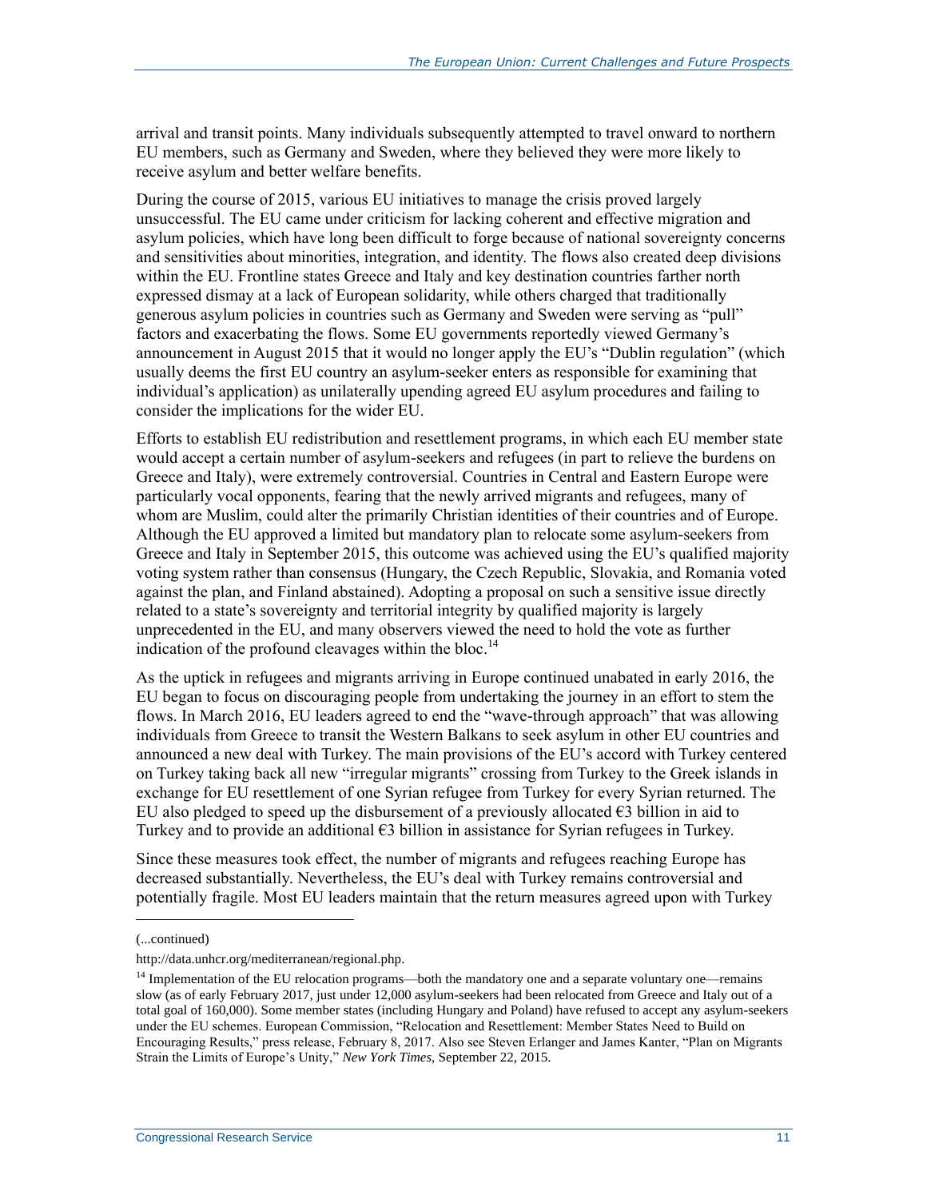arrival and transit points. Many individuals subsequently attempted to travel onward to northern EU members, such as Germany and Sweden, where they believed they were more likely to receive asylum and better welfare benefits.

During the course of 2015, various EU initiatives to manage the crisis proved largely unsuccessful. The EU came under criticism for lacking coherent and effective migration and asylum policies, which have long been difficult to forge because of national sovereignty concerns and sensitivities about minorities, integration, and identity. The flows also created deep divisions within the EU. Frontline states Greece and Italy and key destination countries farther north expressed dismay at a lack of European solidarity, while others charged that traditionally generous asylum policies in countries such as Germany and Sweden were serving as "pull" factors and exacerbating the flows. Some EU governments reportedly viewed Germany's announcement in August 2015 that it would no longer apply the EU's "Dublin regulation" (which usually deems the first EU country an asylum-seeker enters as responsible for examining that individual's application) as unilaterally upending agreed EU asylum procedures and failing to consider the implications for the wider EU.

Efforts to establish EU redistribution and resettlement programs, in which each EU member state would accept a certain number of asylum-seekers and refugees (in part to relieve the burdens on Greece and Italy), were extremely controversial. Countries in Central and Eastern Europe were particularly vocal opponents, fearing that the newly arrived migrants and refugees, many of whom are Muslim, could alter the primarily Christian identities of their countries and of Europe. Although the EU approved a limited but mandatory plan to relocate some asylum-seekers from Greece and Italy in September 2015, this outcome was achieved using the EU's qualified majority voting system rather than consensus (Hungary, the Czech Republic, Slovakia, and Romania voted against the plan, and Finland abstained). Adopting a proposal on such a sensitive issue directly related to a state's sovereignty and territorial integrity by qualified majority is largely unprecedented in the EU, and many observers viewed the need to hold the vote as further indication of the profound cleavages within the bloc.[14]

As the uptick in refugees and migrants arriving in Europe continued unabated in early 2016, the EU began to focus on discouraging people from undertaking the journey in an effort to stem the flows. In March 2016, EU leaders agreed to end the "wave-through approach" that was allowing individuals from Greece to transit the Western Balkans to seek asylum in other EU countries and announced a new deal with Turkey. The main provisions of the EU's accord with Turkey centered on Turkey taking back all new "irregular migrants" crossing from Turkey to the Greek islands in exchange for EU resettlement of one Syrian refugee from Turkey for every Syrian returned. The EU also pledged to speed up the disbursement of a previously allocated €3 billion in aid to Turkey and to provide an additional €3 billion in assistance for Syrian refugees in Turkey.

Since these measures took effect, the number of migrants and refugees reaching Europe has decreased substantially. Nevertheless, the EU's deal with Turkey remains controversial and potentially fragile. Most EU leaders maintain that the return measures agreed upon with Turkey

---

(...continued)

http://data.unhcr.org/mediterranean/regional.php.

[14] Implementation of the EU relocation programs—both the mandatory one and a separate voluntary one—remains slow (as of early February 2017, just under 12,000 asylum-seekers had been relocated from Greece and Italy out of a total goal of 160,000). Some member states (including Hungary and Poland) have refused to accept any asylum-seekers under the EU schemes. European Commission, "Relocation and Resettlement: Member States Need to Build on Encouraging Results," press release, February 8, 2017. Also see Steven Erlanger and James Kanter, "Plan on Migrants Strain the Limits of Europe's Unity," *New York Times*, September 22, 2015.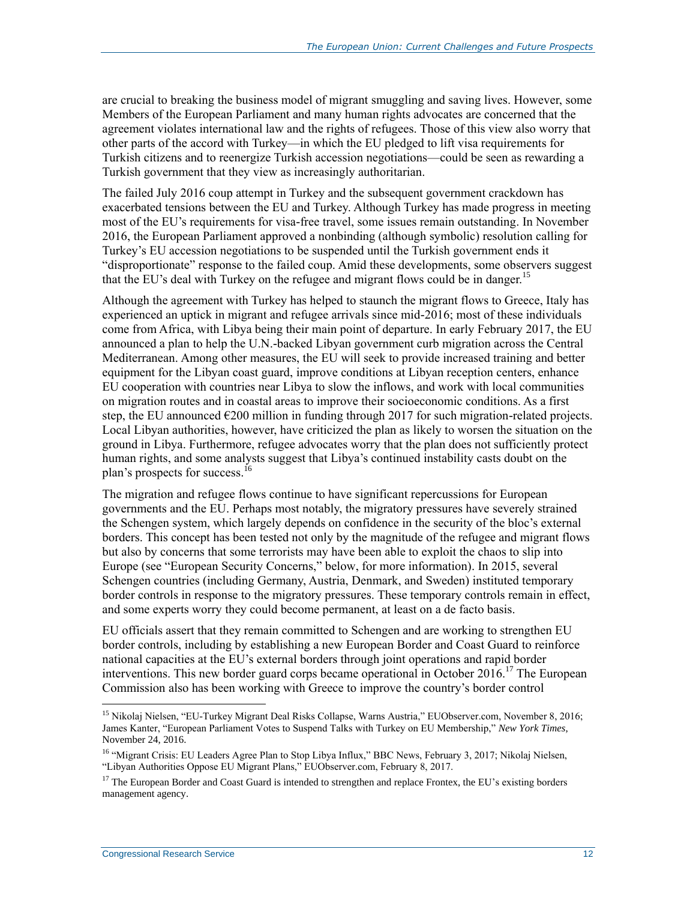are crucial to breaking the business model of migrant smuggling and saving lives. However, some Members of the European Parliament and many human rights advocates are concerned that the agreement violates international law and the rights of refugees. Those of this view also worry that other parts of the accord with Turkey—in which the EU pledged to lift visa requirements for Turkish citizens and to reenergize Turkish accession negotiations—could be seen as rewarding a Turkish government that they view as increasingly authoritarian.

The failed July 2016 coup attempt in Turkey and the subsequent government crackdown has exacerbated tensions between the EU and Turkey. Although Turkey has made progress in meeting most of the EU's requirements for visa-free travel, some issues remain outstanding. In November 2016, the European Parliament approved a nonbinding (although symbolic) resolution calling for Turkey's EU accession negotiations to be suspended until the Turkish government ends it "disproportionate" response to the failed coup. Amid these developments, some observers suggest that the EU's deal with Turkey on the refugee and migrant flows could be in danger.[15]

Although the agreement with Turkey has helped to staunch the migrant flows to Greece, Italy has experienced an uptick in migrant and refugee arrivals since mid-2016; most of these individuals come from Africa, with Libya being their main point of departure. In early February 2017, the EU announced a plan to help the U.N.-backed Libyan government curb migration across the Central Mediterranean. Among other measures, the EU will seek to provide increased training and better equipment for the Libyan coast guard, improve conditions at Libyan reception centers, enhance EU cooperation with countries near Libya to slow the inflows, and work with local communities on migration routes and in coastal areas to improve their socioeconomic conditions. As a first step, the EU announced €200 million in funding through 2017 for such migration-related projects. Local Libyan authorities, however, have criticized the plan as likely to worsen the situation on the ground in Libya. Furthermore, refugee advocates worry that the plan does not sufficiently protect human rights, and some analysts suggest that Libya's continued instability casts doubt on the plan's prospects for success.[16]

The migration and refugee flows continue to have significant repercussions for European governments and the EU. Perhaps most notably, the migratory pressures have severely strained the Schengen system, which largely depends on confidence in the security of the bloc's external borders. This concept has been tested not only by the magnitude of the refugee and migrant flows but also by concerns that some terrorists may have been able to exploit the chaos to slip into Europe (see "European Security Concerns," below, for more information). In 2015, several Schengen countries (including Germany, Austria, Denmark, and Sweden) instituted temporary border controls in response to the migratory pressures. These temporary controls remain in effect, and some experts worry they could become permanent, at least on a de facto basis.

EU officials assert that they remain committed to Schengen and are working to strengthen EU border controls, including by establishing a new European Border and Coast Guard to reinforce national capacities at the EU's external borders through joint operations and rapid border interventions. This new border guard corps became operational in October 2016.[17] The European Commission also has been working with Greece to improve the country's border control

---

[15] Nikolaj Nielsen, "EU-Turkey Migrant Deal Risks Collapse, Warns Austria," EUObserver.com, November 8, 2016; James Kanter, "European Parliament Votes to Suspend Talks with Turkey on EU Membership," *New York Times*, November 24, 2016.

[16] "Migrant Crisis: EU Leaders Agree Plan to Stop Libya Influx," BBC News, February 3, 2017; Nikolaj Nielsen, "Libyan Authorities Oppose EU Migrant Plans," EUObserver.com, February 8, 2017.

[17] The European Border and Coast Guard is intended to strengthen and replace Frontex, the EU's existing borders management agency.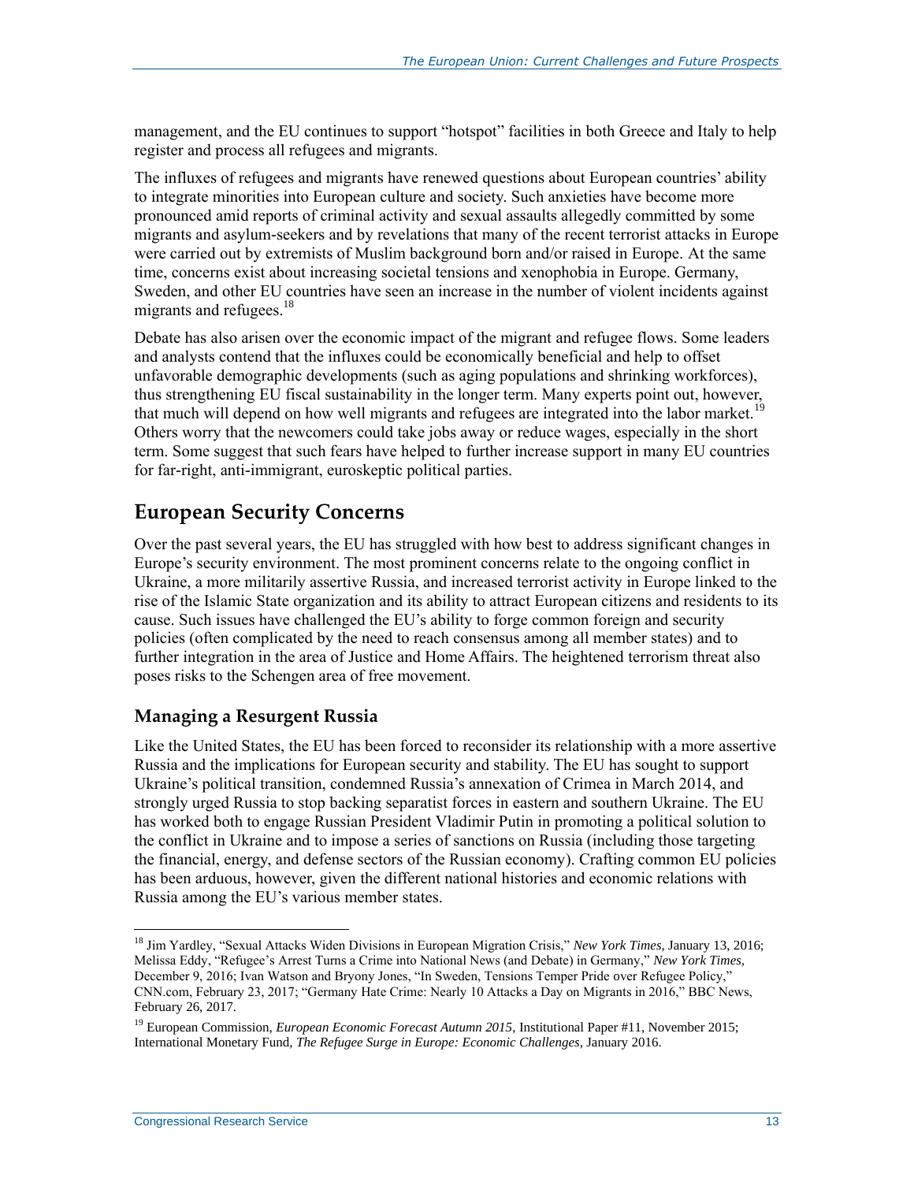management, and the EU continues to support "hotspot" facilities in both Greece and Italy to help register and process all refugees and migrants.

The influxes of refugees and migrants have renewed questions about European countries' ability to integrate minorities into European culture and society. Such anxieties have become more pronounced amid reports of criminal activity and sexual assaults allegedly committed by some migrants and asylum-seekers and by revelations that many of the recent terrorist attacks in Europe were carried out by extremists of Muslim background born and/or raised in Europe. At the same time, concerns exist about increasing societal tensions and xenophobia in Europe. Germany, Sweden, and other EU countries have seen an increase in the number of violent incidents against migrants and refugees.[18]

Debate has also arisen over the economic impact of the migrant and refugee flows. Some leaders and analysts contend that the influxes could be economically beneficial and help to offset unfavorable demographic developments (such as aging populations and shrinking workforces), thus strengthening EU fiscal sustainability in the longer term. Many experts point out, however, that much will depend on how well migrants and refugees are integrated into the labor market.[19] Others worry that the newcomers could take jobs away or reduce wages, especially in the short term. Some suggest that such fears have helped to further increase support in many EU countries for far-right, anti-immigrant, euroskeptic political parties.

## European Security Concerns

Over the past several years, the EU has struggled with how best to address significant changes in Europe's security environment. The most prominent concerns relate to the ongoing conflict in Ukraine, a more militarily assertive Russia, and increased terrorist activity in Europe linked to the rise of the Islamic State organization and its ability to attract European citizens and residents to its cause. Such issues have challenged the EU's ability to forge common foreign and security policies (often complicated by the need to reach consensus among all member states) and to further integration in the area of Justice and Home Affairs. The heightened terrorism threat also poses risks to the Schengen area of free movement.

### Managing a Resurgent Russia

Like the United States, the EU has been forced to reconsider its relationship with a more assertive Russia and the implications for European security and stability. The EU has sought to support Ukraine's political transition, condemned Russia's annexation of Crimea in March 2014, and strongly urged Russia to stop backing separatist forces in eastern and southern Ukraine. The EU has worked both to engage Russian President Vladimir Putin in promoting a political solution to the conflict in Ukraine and to impose a series of sanctions on Russia (including those targeting the financial, energy, and defense sectors of the Russian economy). Crafting common EU policies has been arduous, however, given the different national histories and economic relations with Russia among the EU's various member states.

---

[18] Jim Yardley, "Sexual Attacks Widen Divisions in European Migration Crisis," *New York Times*, January 13, 2016; Melissa Eddy, "Refugee's Arrest Turns a Crime into National News (and Debate) in Germany," *New York Times*, December 9, 2016; Ivan Watson and Bryony Jones, "In Sweden, Tensions Temper Pride over Refugee Policy," CNN.com, February 23, 2017; "Germany Hate Crime: Nearly 10 Attacks a Day on Migrants in 2016," BBC News, February 26, 2017.

[19] European Commission, *European Economic Forecast Autumn 2015*, Institutional Paper #11, November 2015; International Monetary Fund, *The Refugee Surge in Europe: Economic Challenges*, January 2016.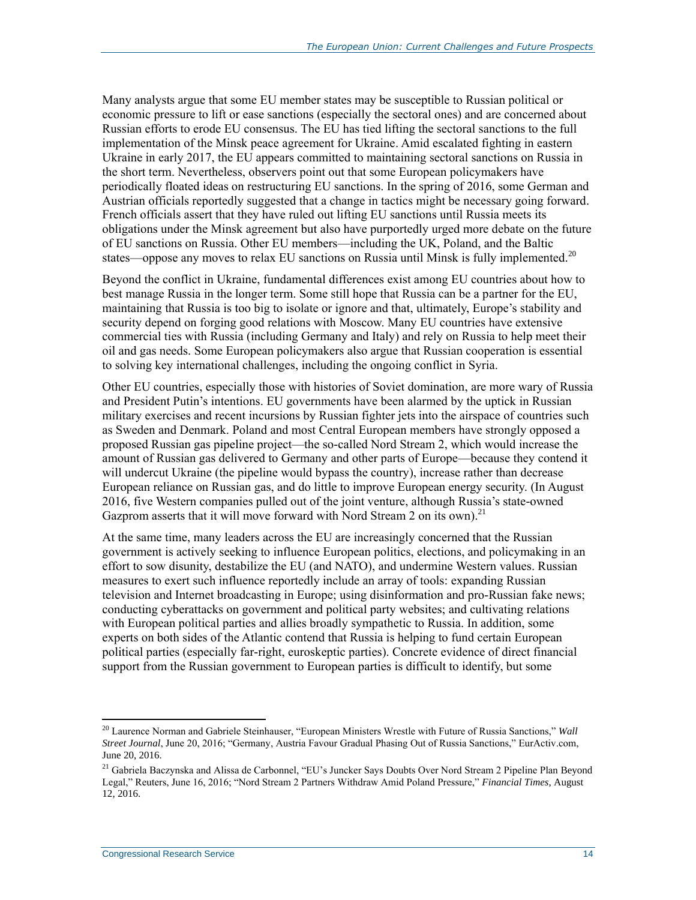Many analysts argue that some EU member states may be susceptible to Russian political or economic pressure to lift or ease sanctions (especially the sectoral ones) and are concerned about Russian efforts to erode EU consensus. The EU has tied lifting the sectoral sanctions to the full implementation of the Minsk peace agreement for Ukraine. Amid escalated fighting in eastern Ukraine in early 2017, the EU appears committed to maintaining sectoral sanctions on Russia in the short term. Nevertheless, observers point out that some European policymakers have periodically floated ideas on restructuring EU sanctions. In the spring of 2016, some German and Austrian officials reportedly suggested that a change in tactics might be necessary going forward. French officials assert that they have ruled out lifting EU sanctions until Russia meets its obligations under the Minsk agreement but also have purportedly urged more debate on the future of EU sanctions on Russia. Other EU members—including the UK, Poland, and the Baltic states—oppose any moves to relax EU sanctions on Russia until Minsk is fully implemented.[20]

Beyond the conflict in Ukraine, fundamental differences exist among EU countries about how to best manage Russia in the longer term. Some still hope that Russia can be a partner for the EU, maintaining that Russia is too big to isolate or ignore and that, ultimately, Europe's stability and security depend on forging good relations with Moscow. Many EU countries have extensive commercial ties with Russia (including Germany and Italy) and rely on Russia to help meet their oil and gas needs. Some European policymakers also argue that Russian cooperation is essential to solving key international challenges, including the ongoing conflict in Syria.

Other EU countries, especially those with histories of Soviet domination, are more wary of Russia and President Putin's intentions. EU governments have been alarmed by the uptick in Russian military exercises and recent incursions by Russian fighter jets into the airspace of countries such as Sweden and Denmark. Poland and most Central European members have strongly opposed a proposed Russian gas pipeline project—the so-called Nord Stream 2, which would increase the amount of Russian gas delivered to Germany and other parts of Europe—because they contend it will undercut Ukraine (the pipeline would bypass the country), increase rather than decrease European reliance on Russian gas, and do little to improve European energy security. (In August 2016, five Western companies pulled out of the joint venture, although Russia's state-owned Gazprom asserts that it will move forward with Nord Stream 2 on its own).[21]

At the same time, many leaders across the EU are increasingly concerned that the Russian government is actively seeking to influence European politics, elections, and policymaking in an effort to sow disunity, destabilize the EU (and NATO), and undermine Western values. Russian measures to exert such influence reportedly include an array of tools: expanding Russian television and Internet broadcasting in Europe; using disinformation and pro-Russian fake news; conducting cyberattacks on government and political party websites; and cultivating relations with European political parties and allies broadly sympathetic to Russia. In addition, some experts on both sides of the Atlantic contend that Russia is helping to fund certain European political parties (especially far-right, euroskeptic parties). Concrete evidence of direct financial support from the Russian government to European parties is difficult to identify, but some

---

[20] Laurence Norman and Gabriele Steinhauser, "European Ministers Wrestle with Future of Russia Sanctions," *Wall Street Journal*, June 20, 2016; "Germany, Austria Favour Gradual Phasing Out of Russia Sanctions," EurActiv.com, June 20, 2016.

[21] Gabriela Baczynska and Alissa de Carbonnel, "EU's Juncker Says Doubts Over Nord Stream 2 Pipeline Plan Beyond Legal," Reuters, June 16, 2016; "Nord Stream 2 Partners Withdraw Amid Poland Pressure," *Financial Times,* August 12, 2016.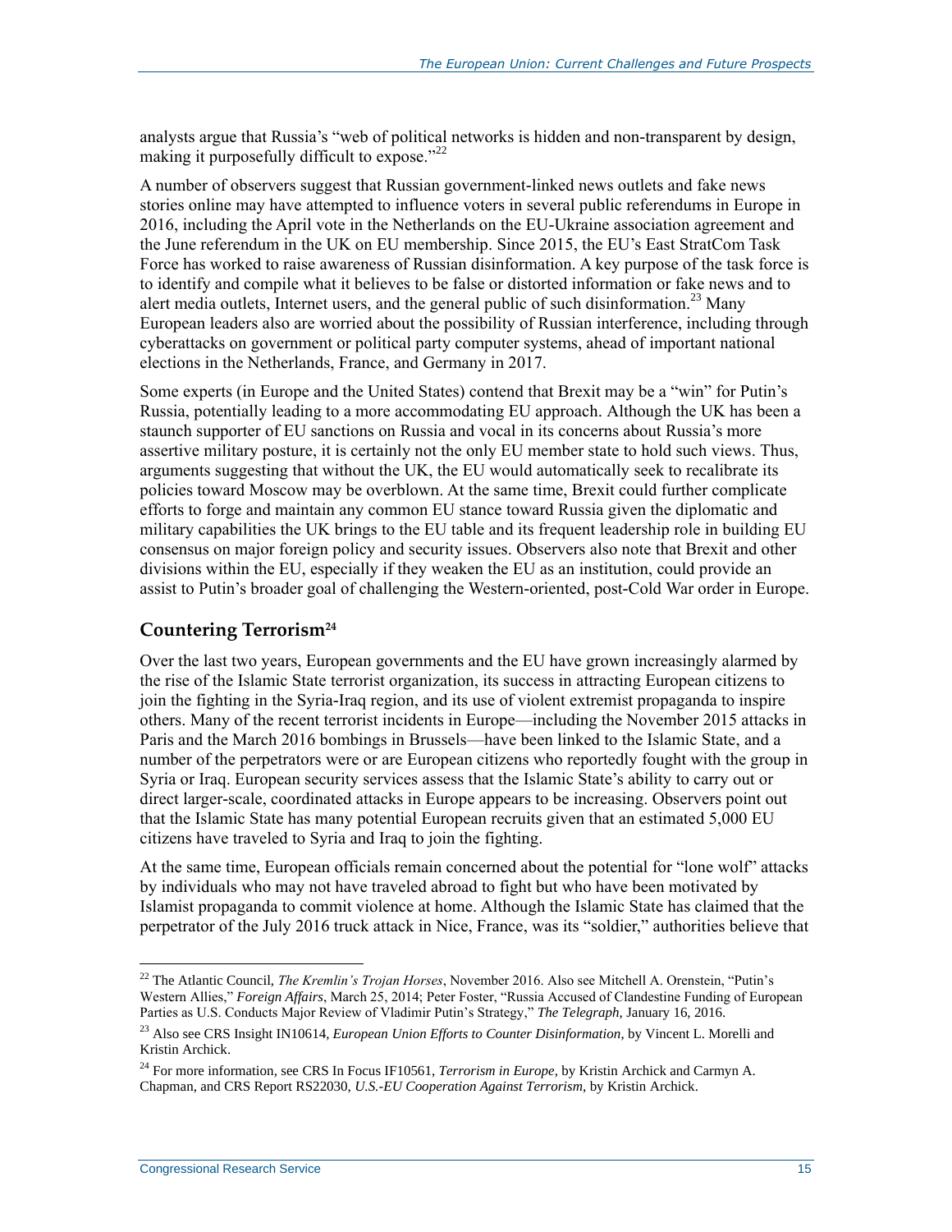analysts argue that Russia's "web of political networks is hidden and non-transparent by design, making it purposefully difficult to expose."[22]

A number of observers suggest that Russian government-linked news outlets and fake news stories online may have attempted to influence voters in several public referendums in Europe in 2016, including the April vote in the Netherlands on the EU-Ukraine association agreement and the June referendum in the UK on EU membership. Since 2015, the EU's East StratCom Task Force has worked to raise awareness of Russian disinformation. A key purpose of the task force is to identify and compile what it believes to be false or distorted information or fake news and to alert media outlets, Internet users, and the general public of such disinformation.[23] Many European leaders also are worried about the possibility of Russian interference, including through cyberattacks on government or political party computer systems, ahead of important national elections in the Netherlands, France, and Germany in 2017.

Some experts (in Europe and the United States) contend that Brexit may be a "win" for Putin's Russia, potentially leading to a more accommodating EU approach. Although the UK has been a staunch supporter of EU sanctions on Russia and vocal in its concerns about Russia's more assertive military posture, it is certainly not the only EU member state to hold such views. Thus, arguments suggesting that without the UK, the EU would automatically seek to recalibrate its policies toward Moscow may be overblown. At the same time, Brexit could further complicate efforts to forge and maintain any common EU stance toward Russia given the diplomatic and military capabilities the UK brings to the EU table and its frequent leadership role in building EU consensus on major foreign policy and security issues. Observers also note that Brexit and other divisions within the EU, especially if they weaken the EU as an institution, could provide an assist to Putin's broader goal of challenging the Western-oriented, post-Cold War order in Europe.

## Countering Terrorism[24]

Over the last two years, European governments and the EU have grown increasingly alarmed by the rise of the Islamic State terrorist organization, its success in attracting European citizens to join the fighting in the Syria-Iraq region, and its use of violent extremist propaganda to inspire others. Many of the recent terrorist incidents in Europe—including the November 2015 attacks in Paris and the March 2016 bombings in Brussels—have been linked to the Islamic State, and a number of the perpetrators were or are European citizens who reportedly fought with the group in Syria or Iraq. European security services assess that the Islamic State's ability to carry out or direct larger-scale, coordinated attacks in Europe appears to be increasing. Observers point out that the Islamic State has many potential European recruits given that an estimated 5,000 EU citizens have traveled to Syria and Iraq to join the fighting.

At the same time, European officials remain concerned about the potential for "lone wolf" attacks by individuals who may not have traveled abroad to fight but who have been motivated by Islamist propaganda to commit violence at home. Although the Islamic State has claimed that the perpetrator of the July 2016 truck attack in Nice, France, was its "soldier," authorities believe that

---

[22] The Atlantic Council, *The Kremlin's Trojan Horses*, November 2016. Also see Mitchell A. Orenstein, "Putin's Western Allies," *Foreign Affairs*, March 25, 2014; Peter Foster, "Russia Accused of Clandestine Funding of European Parties as U.S. Conducts Major Review of Vladimir Putin's Strategy," *The Telegraph*, January 16, 2016.

[23] Also see CRS Insight IN10614, *European Union Efforts to Counter Disinformation*, by Vincent L. Morelli and Kristin Archick.

[24] For more information, see CRS In Focus IF10561, *Terrorism in Europe*, by Kristin Archick and Carmyn A. Chapman, and CRS Report RS22030, *U.S.-EU Cooperation Against Terrorism*, by Kristin Archick.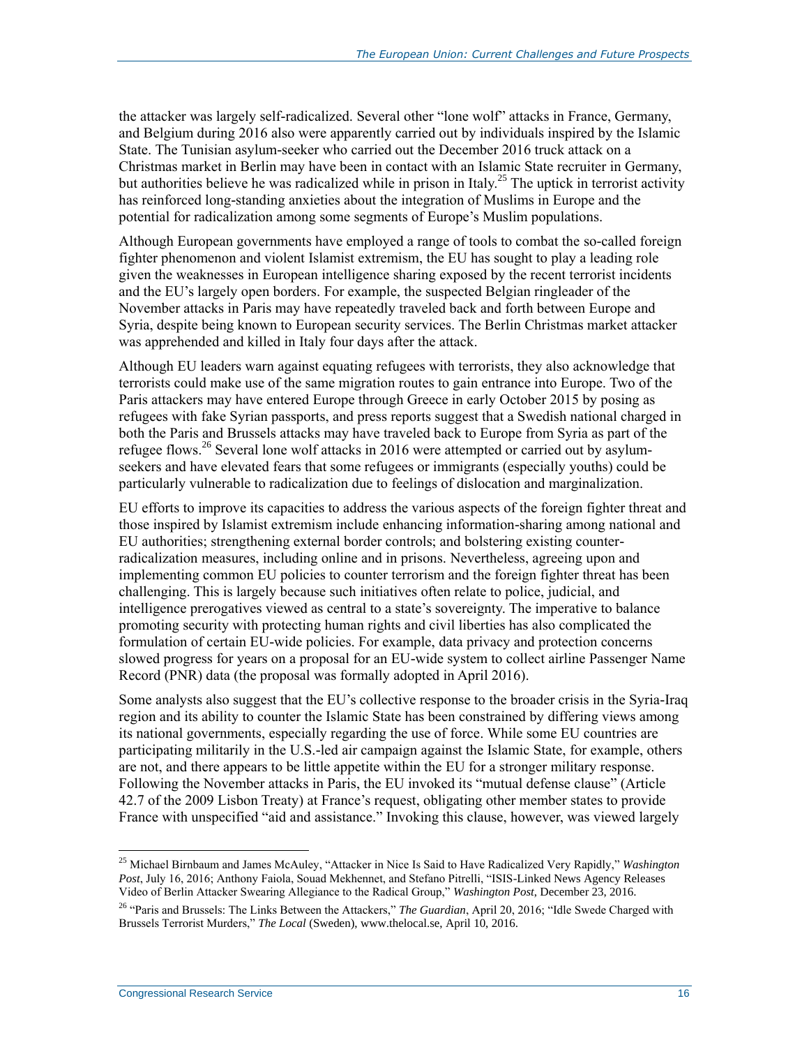the attacker was largely self-radicalized. Several other "lone wolf" attacks in France, Germany, and Belgium during 2016 also were apparently carried out by individuals inspired by the Islamic State. The Tunisian asylum-seeker who carried out the December 2016 truck attack on a Christmas market in Berlin may have been in contact with an Islamic State recruiter in Germany, but authorities believe he was radicalized while in prison in Italy.[25] The uptick in terrorist activity has reinforced long-standing anxieties about the integration of Muslims in Europe and the potential for radicalization among some segments of Europe's Muslim populations.

Although European governments have employed a range of tools to combat the so-called foreign fighter phenomenon and violent Islamist extremism, the EU has sought to play a leading role given the weaknesses in European intelligence sharing exposed by the recent terrorist incidents and the EU's largely open borders. For example, the suspected Belgian ringleader of the November attacks in Paris may have repeatedly traveled back and forth between Europe and Syria, despite being known to European security services. The Berlin Christmas market attacker was apprehended and killed in Italy four days after the attack.

Although EU leaders warn against equating refugees with terrorists, they also acknowledge that terrorists could make use of the same migration routes to gain entrance into Europe. Two of the Paris attackers may have entered Europe through Greece in early October 2015 by posing as refugees with fake Syrian passports, and press reports suggest that a Swedish national charged in both the Paris and Brussels attacks may have traveled back to Europe from Syria as part of the refugee flows.[26] Several lone wolf attacks in 2016 were attempted or carried out by asylum-seekers and have elevated fears that some refugees or immigrants (especially youths) could be particularly vulnerable to radicalization due to feelings of dislocation and marginalization.

EU efforts to improve its capacities to address the various aspects of the foreign fighter threat and those inspired by Islamist extremism include enhancing information-sharing among national and EU authorities; strengthening external border controls; and bolstering existing counter-radicalization measures, including online and in prisons. Nevertheless, agreeing upon and implementing common EU policies to counter terrorism and the foreign fighter threat has been challenging. This is largely because such initiatives often relate to police, judicial, and intelligence prerogatives viewed as central to a state's sovereignty. The imperative to balance promoting security with protecting human rights and civil liberties has also complicated the formulation of certain EU-wide policies. For example, data privacy and protection concerns slowed progress for years on a proposal for an EU-wide system to collect airline Passenger Name Record (PNR) data (the proposal was formally adopted in April 2016).

Some analysts also suggest that the EU's collective response to the broader crisis in the Syria-Iraq region and its ability to counter the Islamic State has been constrained by differing views among its national governments, especially regarding the use of force. While some EU countries are participating militarily in the U.S.-led air campaign against the Islamic State, for example, others are not, and there appears to be little appetite within the EU for a stronger military response. Following the November attacks in Paris, the EU invoked its "mutual defense clause" (Article 42.7 of the 2009 Lisbon Treaty) at France's request, obligating other member states to provide France with unspecified "aid and assistance." Invoking this clause, however, was viewed largely

---

[25] Michael Birnbaum and James McAuley, "Attacker in Nice Is Said to Have Radicalized Very Rapidly," *Washington Post*, July 16, 2016; Anthony Faiola, Souad Mekhennet, and Stefano Pitrelli, "ISIS-Linked News Agency Releases Video of Berlin Attacker Swearing Allegiance to the Radical Group," *Washington Post*, December 23, 2016.

[26] "Paris and Brussels: The Links Between the Attackers," *The Guardian*, April 20, 2016; "Idle Swede Charged with Brussels Terrorist Murders," *The Local* (Sweden), www.thelocal.se, April 10, 2016.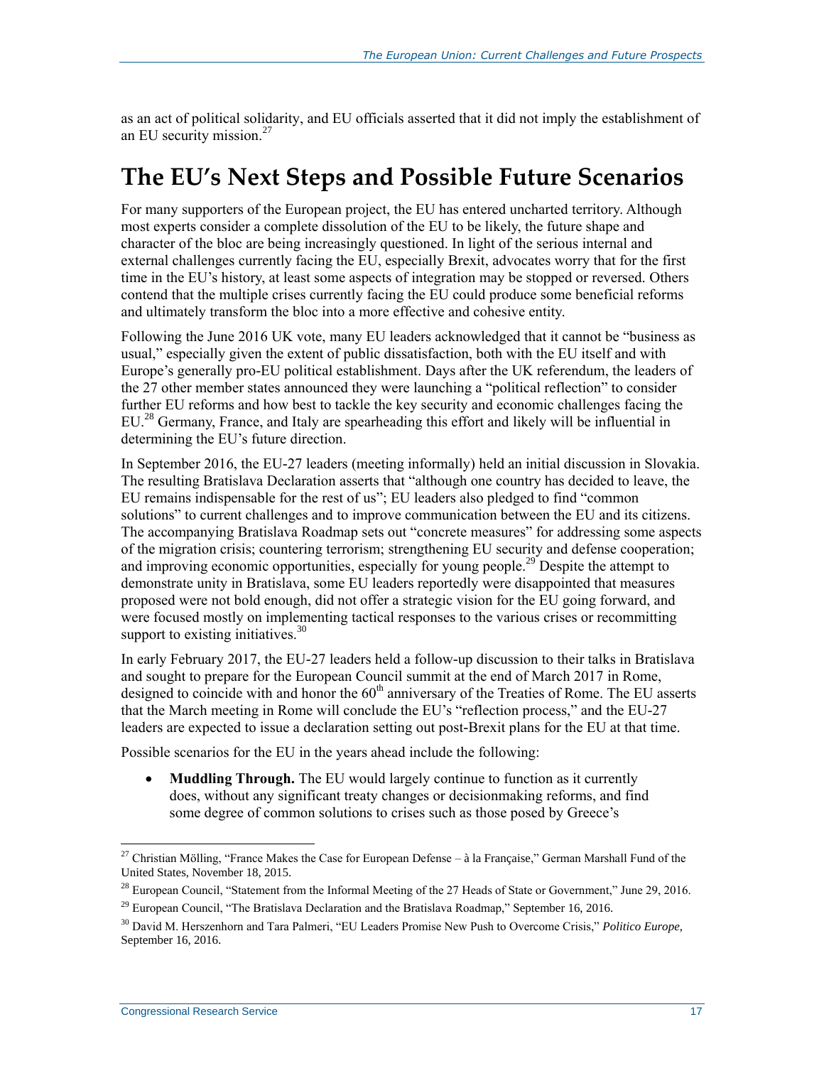as an act of political solidarity, and EU officials asserted that it did not imply the establishment of an EU security mission.[27]

# The EU's Next Steps and Possible Future Scenarios

For many supporters of the European project, the EU has entered uncharted territory. Although most experts consider a complete dissolution of the EU to be likely, the future shape and character of the bloc are being increasingly questioned. In light of the serious internal and external challenges currently facing the EU, especially Brexit, advocates worry that for the first time in the EU's history, at least some aspects of integration may be stopped or reversed. Others contend that the multiple crises currently facing the EU could produce some beneficial reforms and ultimately transform the bloc into a more effective and cohesive entity.

Following the June 2016 UK vote, many EU leaders acknowledged that it cannot be "business as usual," especially given the extent of public dissatisfaction, both with the EU itself and with Europe's generally pro-EU political establishment. Days after the UK referendum, the leaders of the 27 other member states announced they were launching a "political reflection" to consider further EU reforms and how best to tackle the key security and economic challenges facing the EU.[28] Germany, France, and Italy are spearheading this effort and likely will be influential in determining the EU's future direction.

In September 2016, the EU-27 leaders (meeting informally) held an initial discussion in Slovakia. The resulting Bratislava Declaration asserts that "although one country has decided to leave, the EU remains indispensable for the rest of us"; EU leaders also pledged to find "common solutions" to current challenges and to improve communication between the EU and its citizens. The accompanying Bratislava Roadmap sets out "concrete measures" for addressing some aspects of the migration crisis; countering terrorism; strengthening EU security and defense cooperation; and improving economic opportunities, especially for young people.[29] Despite the attempt to demonstrate unity in Bratislava, some EU leaders reportedly were disappointed that measures proposed were not bold enough, did not offer a strategic vision for the EU going forward, and were focused mostly on implementing tactical responses to the various crises or recommitting support to existing initiatives.[30]

In early February 2017, the EU-27 leaders held a follow-up discussion to their talks in Bratislava and sought to prepare for the European Council summit at the end of March 2017 in Rome, designed to coincide with and honor the 60th anniversary of the Treaties of Rome. The EU asserts that the March meeting in Rome will conclude the EU's "reflection process," and the EU-27 leaders are expected to issue a declaration setting out post-Brexit plans for the EU at that time.

Possible scenarios for the EU in the years ahead include the following:

- **Muddling Through.** The EU would largely continue to function as it currently does, without any significant treaty changes or decisionmaking reforms, and find some degree of common solutions to crises such as those posed by Greece's

---

[27] Christian Mölling, "France Makes the Case for European Defense – à la Française," German Marshall Fund of the United States, November 18, 2015.

[28] European Council, "Statement from the Informal Meeting of the 27 Heads of State or Government," June 29, 2016.

[29] European Council, "The Bratislava Declaration and the Bratislava Roadmap," September 16, 2016.

[30] David M. Herszenhorn and Tara Palmeri, "EU Leaders Promise New Push to Overcome Crisis," *Politico Europe*, September 16, 2016.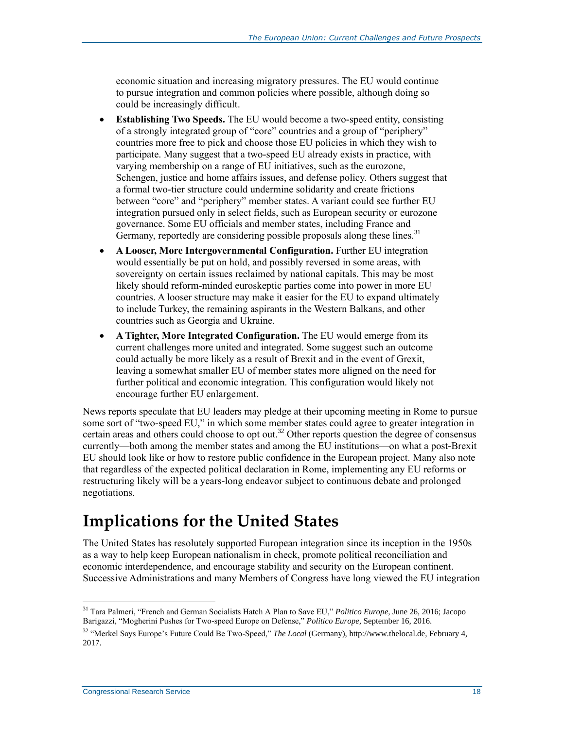economic situation and increasing migratory pressures. The EU would continue to pursue integration and common policies where possible, although doing so could be increasingly difficult.

- **Establishing Two Speeds.** The EU would become a two-speed entity, consisting of a strongly integrated group of "core" countries and a group of "periphery" countries more free to pick and choose those EU policies in which they wish to participate. Many suggest that a two-speed EU already exists in practice, with varying membership on a range of EU initiatives, such as the eurozone, Schengen, justice and home affairs issues, and defense policy. Others suggest that a formal two-tier structure could undermine solidarity and create frictions between "core" and "periphery" member states. A variant could see further EU integration pursued only in select fields, such as European security or eurozone governance. Some EU officials and member states, including France and Germany, reportedly are considering possible proposals along these lines.[31]
- **A Looser, More Intergovernmental Configuration.** Further EU integration would essentially be put on hold, and possibly reversed in some areas, with sovereignty on certain issues reclaimed by national capitals. This may be most likely should reform-minded euroskeptic parties come into power in more EU countries. A looser structure may make it easier for the EU to expand ultimately to include Turkey, the remaining aspirants in the Western Balkans, and other countries such as Georgia and Ukraine.
- **A Tighter, More Integrated Configuration.** The EU would emerge from its current challenges more united and integrated. Some suggest such an outcome could actually be more likely as a result of Brexit and in the event of Grexit, leaving a somewhat smaller EU of member states more aligned on the need for further political and economic integration. This configuration would likely not encourage further EU enlargement.

News reports speculate that EU leaders may pledge at their upcoming meeting in Rome to pursue some sort of "two-speed EU," in which some member states could agree to greater integration in certain areas and others could choose to opt out.[32] Other reports question the degree of consensus currently—both among the member states and among the EU institutions—on what a post-Brexit EU should look like or how to restore public confidence in the European project. Many also note that regardless of the expected political declaration in Rome, implementing any EU reforms or restructuring likely will be a years-long endeavor subject to continuous debate and prolonged negotiations.

# Implications for the United States

The United States has resolutely supported European integration since its inception in the 1950s as a way to help keep European nationalism in check, promote political reconciliation and economic interdependence, and encourage stability and security on the European continent. Successive Administrations and many Members of Congress have long viewed the EU integration

---

[31] Tara Palmeri, "French and German Socialists Hatch A Plan to Save EU," *Politico Europe*, June 26, 2016; Jacopo Barigazzi, "Mogherini Pushes for Two-speed Europe on Defense," *Politico Europe*, September 16, 2016.

[32] "Merkel Says Europe's Future Could Be Two-Speed," *The Local* (Germany), http://www.thelocal.de, February 4, 2017.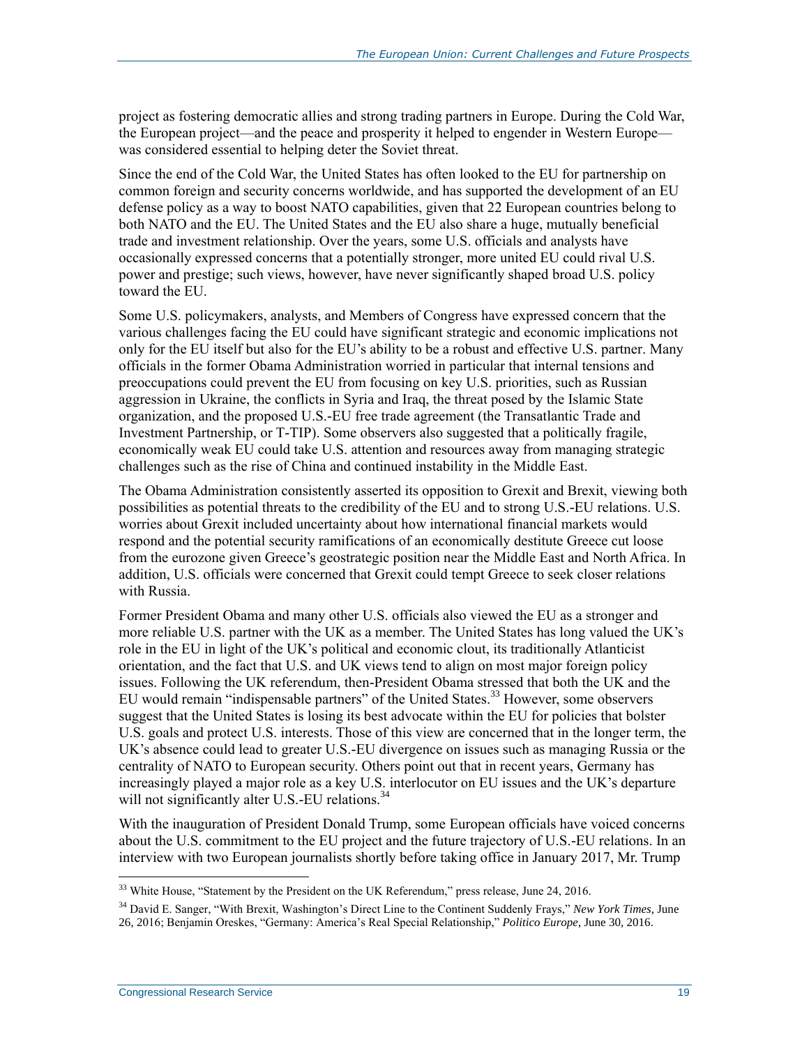project as fostering democratic allies and strong trading partners in Europe. During the Cold War, the European project—and the peace and prosperity it helped to engender in Western Europe—was considered essential to helping deter the Soviet threat.

Since the end of the Cold War, the United States has often looked to the EU for partnership on common foreign and security concerns worldwide, and has supported the development of an EU defense policy as a way to boost NATO capabilities, given that 22 European countries belong to both NATO and the EU. The United States and the EU also share a huge, mutually beneficial trade and investment relationship. Over the years, some U.S. officials and analysts have occasionally expressed concerns that a potentially stronger, more united EU could rival U.S. power and prestige; such views, however, have never significantly shaped broad U.S. policy toward the EU.

Some U.S. policymakers, analysts, and Members of Congress have expressed concern that the various challenges facing the EU could have significant strategic and economic implications not only for the EU itself but also for the EU's ability to be a robust and effective U.S. partner. Many officials in the former Obama Administration worried in particular that internal tensions and preoccupations could prevent the EU from focusing on key U.S. priorities, such as Russian aggression in Ukraine, the conflicts in Syria and Iraq, the threat posed by the Islamic State organization, and the proposed U.S.-EU free trade agreement (the Transatlantic Trade and Investment Partnership, or T-TIP). Some observers also suggested that a politically fragile, economically weak EU could take U.S. attention and resources away from managing strategic challenges such as the rise of China and continued instability in the Middle East.

The Obama Administration consistently asserted its opposition to Grexit and Brexit, viewing both possibilities as potential threats to the credibility of the EU and to strong U.S.-EU relations. U.S. worries about Grexit included uncertainty about how international financial markets would respond and the potential security ramifications of an economically destitute Greece cut loose from the eurozone given Greece's geostrategic position near the Middle East and North Africa. In addition, U.S. officials were concerned that Grexit could tempt Greece to seek closer relations with Russia.

Former President Obama and many other U.S. officials also viewed the EU as a stronger and more reliable U.S. partner with the UK as a member. The United States has long valued the UK's role in the EU in light of the UK's political and economic clout, its traditionally Atlanticist orientation, and the fact that U.S. and UK views tend to align on most major foreign policy issues. Following the UK referendum, then-President Obama stressed that both the UK and the EU would remain "indispensable partners" of the United States.[33] However, some observers suggest that the United States is losing its best advocate within the EU for policies that bolster U.S. goals and protect U.S. interests. Those of this view are concerned that in the longer term, the UK's absence could lead to greater U.S.-EU divergence on issues such as managing Russia or the centrality of NATO to European security. Others point out that in recent years, Germany has increasingly played a major role as a key U.S. interlocutor on EU issues and the UK's departure will not significantly alter U.S.-EU relations.[34]

With the inauguration of President Donald Trump, some European officials have voiced concerns about the U.S. commitment to the EU project and the future trajectory of U.S.-EU relations. In an interview with two European journalists shortly before taking office in January 2017, Mr. Trump

---

[33] White House, "Statement by the President on the UK Referendum," press release, June 24, 2016.

[34] David E. Sanger, "With Brexit, Washington's Direct Line to the Continent Suddenly Frays," *New York Times*, June 26, 2016; Benjamin Oreskes, "Germany: America's Real Special Relationship," *Politico Europe*, June 30, 2016.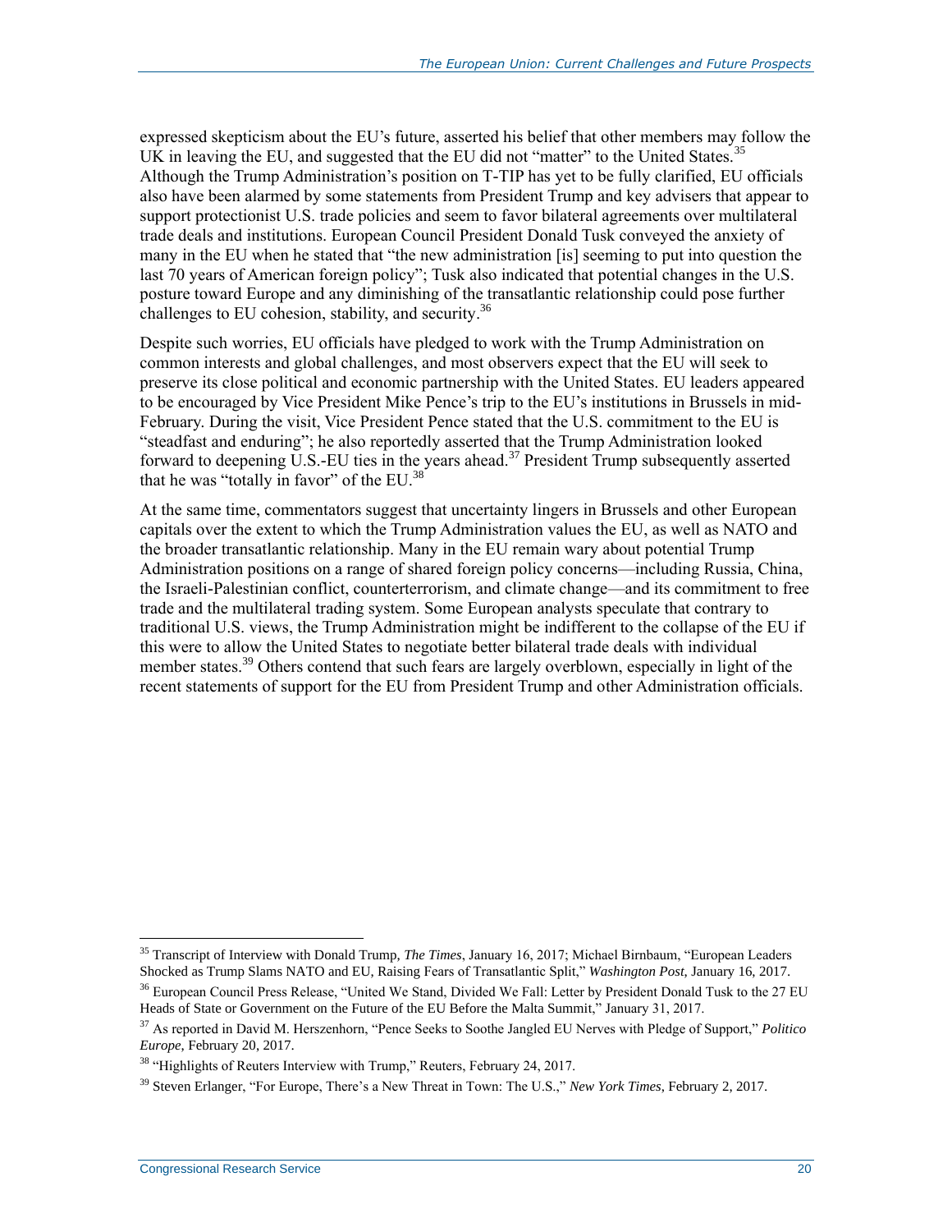expressed skepticism about the EU's future, asserted his belief that other members may follow the UK in leaving the EU, and suggested that the EU did not "matter" to the United States.[35] Although the Trump Administration's position on T-TIP has yet to be fully clarified, EU officials also have been alarmed by some statements from President Trump and key advisers that appear to support protectionist U.S. trade policies and seem to favor bilateral agreements over multilateral trade deals and institutions. European Council President Donald Tusk conveyed the anxiety of many in the EU when he stated that "the new administration [is] seeming to put into question the last 70 years of American foreign policy"; Tusk also indicated that potential changes in the U.S. posture toward Europe and any diminishing of the transatlantic relationship could pose further challenges to EU cohesion, stability, and security.[36]

Despite such worries, EU officials have pledged to work with the Trump Administration on common interests and global challenges, and most observers expect that the EU will seek to preserve its close political and economic partnership with the United States. EU leaders appeared to be encouraged by Vice President Mike Pence's trip to the EU's institutions in Brussels in mid-February. During the visit, Vice President Pence stated that the U.S. commitment to the EU is "steadfast and enduring"; he also reportedly asserted that the Trump Administration looked forward to deepening U.S.-EU ties in the years ahead.[37] President Trump subsequently asserted that he was "totally in favor" of the EU.[38]

At the same time, commentators suggest that uncertainty lingers in Brussels and other European capitals over the extent to which the Trump Administration values the EU, as well as NATO and the broader transatlantic relationship. Many in the EU remain wary about potential Trump Administration positions on a range of shared foreign policy concerns—including Russia, China, the Israeli-Palestinian conflict, counterterrorism, and climate change—and its commitment to free trade and the multilateral trading system. Some European analysts speculate that contrary to traditional U.S. views, the Trump Administration might be indifferent to the collapse of the EU if this were to allow the United States to negotiate better bilateral trade deals with individual member states.[39] Others contend that such fears are largely overblown, especially in light of the recent statements of support for the EU from President Trump and other Administration officials.

---

[35] Transcript of Interview with Donald Trump, *The Times*, January 16, 2017; Michael Birnbaum, "European Leaders Shocked as Trump Slams NATO and EU, Raising Fears of Transatlantic Split," *Washington Post*, January 16, 2017.

[36] European Council Press Release, "United We Stand, Divided We Fall: Letter by President Donald Tusk to the 27 EU Heads of State or Government on the Future of the EU Before the Malta Summit," January 31, 2017.

[37] As reported in David M. Herszenhorn, "Pence Seeks to Soothe Jangled EU Nerves with Pledge of Support," *Politico Europe*, February 20, 2017.

[38] "Highlights of Reuters Interview with Trump," Reuters, February 24, 2017.

[39] Steven Erlanger, "For Europe, There's a New Threat in Town: The U.S.," *New York Times*, February 2, 2017.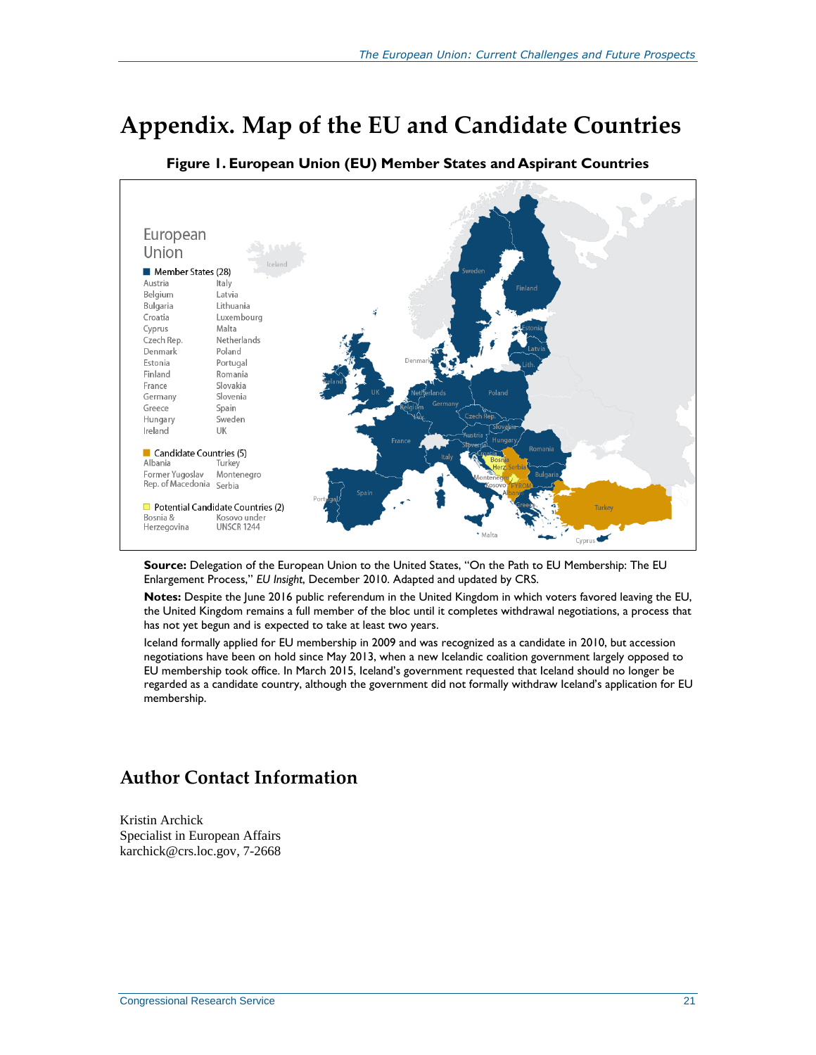# Appendix. Map of the EU and Candidate Countries

**Figure 1. European Union (EU) Member States and Aspirant Countries**

European Union

Member States (28)

Austria
Belgium
Bulgaria
Croatia
Cyprus
Czech Rep.
Denmark
Estonia
Finland
France
Germany
Greece
Hungary
Ireland
Italy
Latvia
Lithuania
Luxembourg
Malta
Netherlands
Poland
Portugal
Romania
Slovakia
Slovenia
Spain
Sweden
UK

Candidate Countries (5)

Albania
Former Yugoslav Rep. of Macedonia
Turkey
Montenegro
Serbia

Potential Candidate Countries (2)

Bosnia & Herzegovina
Kosovo under UNSCR 1244

Iceland
Sweden
Finland
Estonia
Latvia
Lith.
Denmark
Ireland
UK
Netherlands
Belgium
Lux.
Germany
Poland
Czech Rep.
Slovakia
France
Austria
Slovenia
Hungary
Romania
Croatia
Bosnia Herz.
Serbia
Italy
Montenegro
Kosovo
FYROM
Albania
Bulgaria
Portugal
Spain
Greece
Turkey
Malta
Cyprus

**Source:** Delegation of the European Union to the United States, "On the Path to EU Membership: The EU Enlargement Process," *EU Insight*, December 2010. Adapted and updated by CRS.

**Notes:** Despite the June 2016 public referendum in the United Kingdom in which voters favored leaving the EU, the United Kingdom remains a full member of the bloc until it completes withdrawal negotiations, a process that has not yet begun and is expected to take at least two years.

Iceland formally applied for EU membership in 2009 and was recognized as a candidate in 2010, but accession negotiations have been on hold since May 2013, when a new Icelandic coalition government largely opposed to EU membership took office. In March 2015, Iceland's government requested that Iceland should no longer be regarded as a candidate country, although the government did not formally withdraw Iceland's application for EU membership.

## Author Contact Information

Kristin Archick
Specialist in European Affairs
karchick@crs.loc.gov, 7-2668